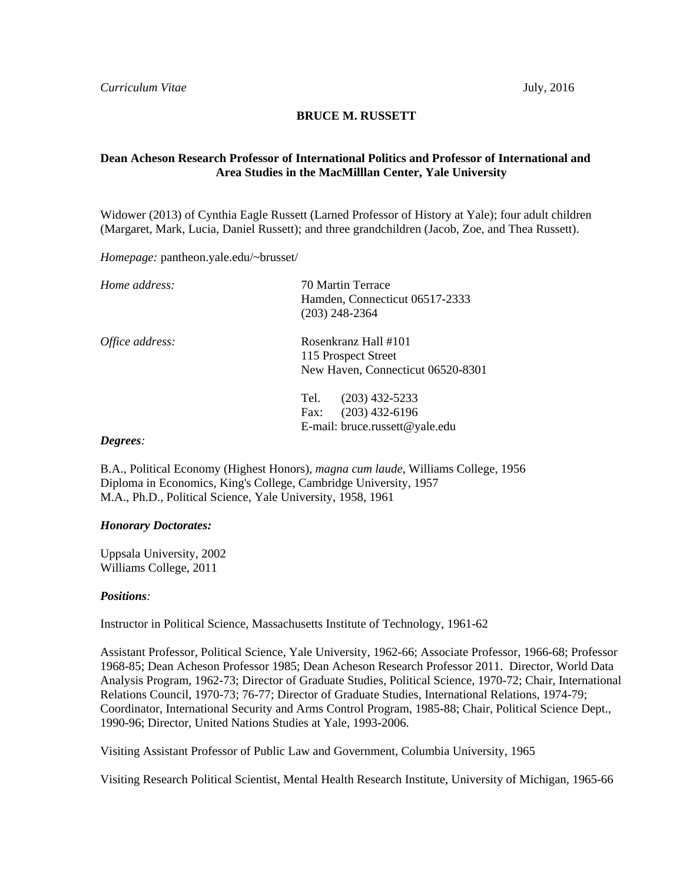*Curriculum Vitae* July, 2016

# BRUCE M. RUSSETT

## Dean Acheson Research Professor of International Politics and Professor of International and Area Studies in the MacMilllan Center, Yale University

Widower (2013) of Cynthia Eagle Russett (Larned Professor of History at Yale); four adult children (Margaret, Mark, Lucia, Daniel Russett); and three grandchildren (Jacob, Zoe, and Thea Russett).

*Homepage:* pantheon.yale.edu/~brusset/

*Home address:*
70 Martin Terrace
Hamden, Connecticut 06517-2333
(203) 248-2364

*Office address:*
Rosenkranz Hall #101
115 Prospect Street
New Haven, Connecticut 06520-8301

Tel. (203) 432-5233
Fax: (203) 432-6196
E-mail: bruce.russett@yale.edu

***Degrees**:*

B.A., Political Economy (Highest Honors), *magna cum laude*, Williams College, 1956
Diploma in Economics, King's College, Cambridge University, 1957
M.A., Ph.D., Political Science, Yale University, 1958, 1961

***Honorary Doctorates:***

Uppsala University, 2002
Williams College, 2011

***Positions**:*

Instructor in Political Science, Massachusetts Institute of Technology, 1961-62

Assistant Professor, Political Science, Yale University, 1962-66; Associate Professor, 1966-68; Professor 1968-85; Dean Acheson Professor 1985; Dean Acheson Research Professor 2011. Director, World Data Analysis Program, 1962-73; Director of Graduate Studies, Political Science, 1970-72; Chair, International Relations Council, 1970-73; 76-77; Director of Graduate Studies, International Relations, 1974-79; Coordinator, International Security and Arms Control Program, 1985-88; Chair, Political Science Dept., 1990-96; Director, United Nations Studies at Yale, 1993-2006.

Visiting Assistant Professor of Public Law and Government, Columbia University, 1965

Visiting Research Political Scientist, Mental Health Research Institute, University of Michigan, 1965-66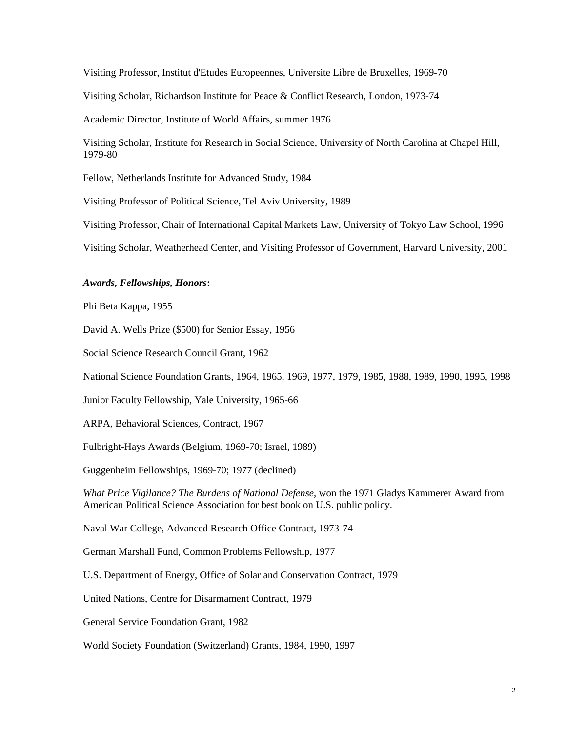Visiting Professor, Institut d'Etudes Europeennes, Universite Libre de Bruxelles, 1969-70

Visiting Scholar, Richardson Institute for Peace & Conflict Research, London, 1973-74

Academic Director, Institute of World Affairs, summer 1976

Visiting Scholar, Institute for Research in Social Science, University of North Carolina at Chapel Hill, 1979-80

Fellow, Netherlands Institute for Advanced Study, 1984

Visiting Professor of Political Science, Tel Aviv University, 1989

Visiting Professor, Chair of International Capital Markets Law, University of Tokyo Law School, 1996

Visiting Scholar, Weatherhead Center, and Visiting Professor of Government, Harvard University, 2001

***Awards, Fellowships, Honors*:**

Phi Beta Kappa, 1955

David A. Wells Prize ($500) for Senior Essay, 1956

Social Science Research Council Grant, 1962

National Science Foundation Grants, 1964, 1965, 1969, 1977, 1979, 1985, 1988, 1989, 1990, 1995, 1998

Junior Faculty Fellowship, Yale University, 1965-66

ARPA, Behavioral Sciences, Contract, 1967

Fulbright-Hays Awards (Belgium, 1969-70; Israel, 1989)

Guggenheim Fellowships, 1969-70; 1977 (declined)

*What Price Vigilance? The Burdens of National Defense*, won the 1971 Gladys Kammerer Award from American Political Science Association for best book on U.S. public policy.

Naval War College, Advanced Research Office Contract, 1973-74

German Marshall Fund, Common Problems Fellowship, 1977

U.S. Department of Energy, Office of Solar and Conservation Contract, 1979

United Nations, Centre for Disarmament Contract, 1979

General Service Foundation Grant, 1982

World Society Foundation (Switzerland) Grants, 1984, 1990, 1997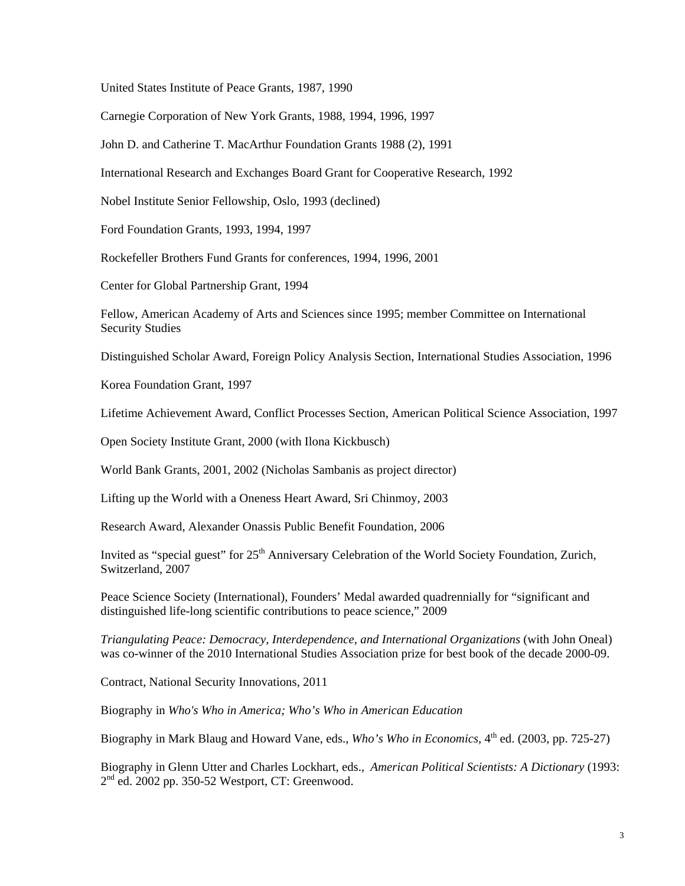United States Institute of Peace Grants, 1987, 1990

Carnegie Corporation of New York Grants, 1988, 1994, 1996, 1997

John D. and Catherine T. MacArthur Foundation Grants 1988 (2), 1991

International Research and Exchanges Board Grant for Cooperative Research, 1992

Nobel Institute Senior Fellowship, Oslo, 1993 (declined)

Ford Foundation Grants, 1993, 1994, 1997

Rockefeller Brothers Fund Grants for conferences, 1994, 1996, 2001

Center for Global Partnership Grant, 1994

Fellow, American Academy of Arts and Sciences since 1995; member Committee on International Security Studies

Distinguished Scholar Award, Foreign Policy Analysis Section, International Studies Association, 1996

Korea Foundation Grant, 1997

Lifetime Achievement Award, Conflict Processes Section, American Political Science Association, 1997

Open Society Institute Grant, 2000 (with Ilona Kickbusch)

World Bank Grants, 2001, 2002 (Nicholas Sambanis as project director)

Lifting up the World with a Oneness Heart Award, Sri Chinmoy, 2003

Research Award, Alexander Onassis Public Benefit Foundation, 2006

Invited as "special guest" for 25th Anniversary Celebration of the World Society Foundation, Zurich, Switzerland, 2007

Peace Science Society (International), Founders' Medal awarded quadrennially for "significant and distinguished life-long scientific contributions to peace science," 2009

*Triangulating Peace: Democracy, Interdependence, and International Organizations* (with John Oneal) was co-winner of the 2010 International Studies Association prize for best book of the decade 2000-09.

Contract, National Security Innovations, 2011

Biography in *Who's Who in America; Who's Who in American Education*

Biography in Mark Blaug and Howard Vane, eds., *Who's Who in Economics,* 4th ed. (2003, pp. 725-27)

Biography in Glenn Utter and Charles Lockhart, eds., *American Political Scientists: A Dictionary* (1993: 2nd ed. 2002 pp. 350-52 Westport, CT: Greenwood.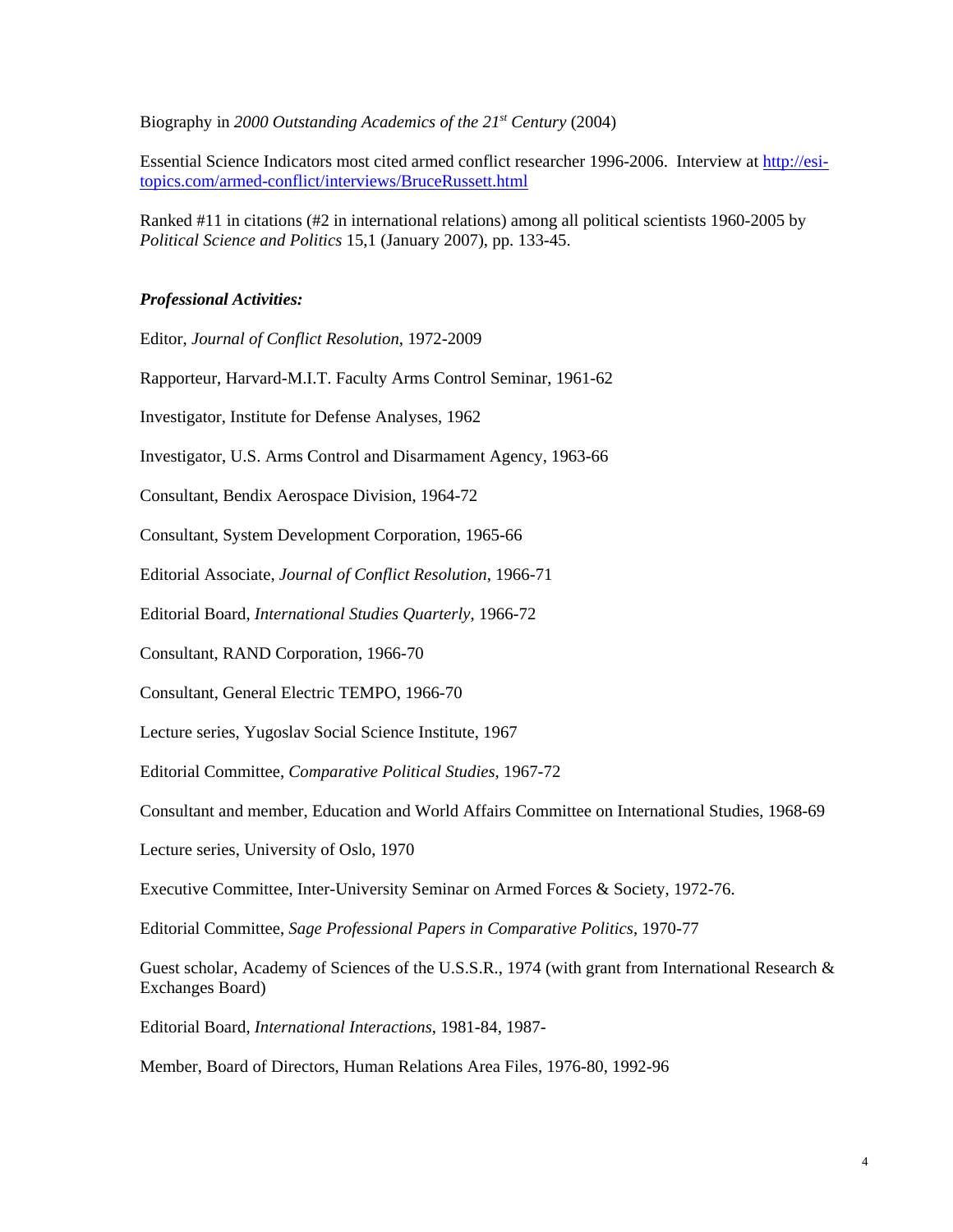Biography in *2000 Outstanding Academics of the 21st Century* (2004)

Essential Science Indicators most cited armed conflict researcher 1996-2006. Interview at [http://esi-topics.com/armed-conflict/interviews/BruceRussett.html](http://esi-topics.com/armed-conflict/interviews/BruceRussett.html)

Ranked #11 in citations (#2 in international relations) among all political scientists 1960-2005 by *Political Science and Politics* 15,1 (January 2007), pp. 133-45.

***Professional Activities:***

Editor, *Journal of Conflict Resolution*, 1972-2009

Rapporteur, Harvard-M.I.T. Faculty Arms Control Seminar, 1961-62

Investigator, Institute for Defense Analyses, 1962

Investigator, U.S. Arms Control and Disarmament Agency, 1963-66

Consultant, Bendix Aerospace Division, 1964-72

Consultant, System Development Corporation, 1965-66

Editorial Associate, *Journal of Conflict Resolution*, 1966-71

Editorial Board, *International Studies Quarterly*, 1966-72

Consultant, RAND Corporation, 1966-70

Consultant, General Electric TEMPO, 1966-70

Lecture series, Yugoslav Social Science Institute, 1967

Editorial Committee, *Comparative Political Studies*, 1967-72

Consultant and member, Education and World Affairs Committee on International Studies, 1968-69

Lecture series, University of Oslo, 1970

Executive Committee, Inter-University Seminar on Armed Forces & Society, 1972-76.

Editorial Committee, *Sage Professional Papers in Comparative Politics*, 1970-77

Guest scholar, Academy of Sciences of the U.S.S.R., 1974 (with grant from International Research & Exchanges Board)

Editorial Board, *International Interactions*, 1981-84, 1987-

Member, Board of Directors, Human Relations Area Files, 1976-80, 1992-96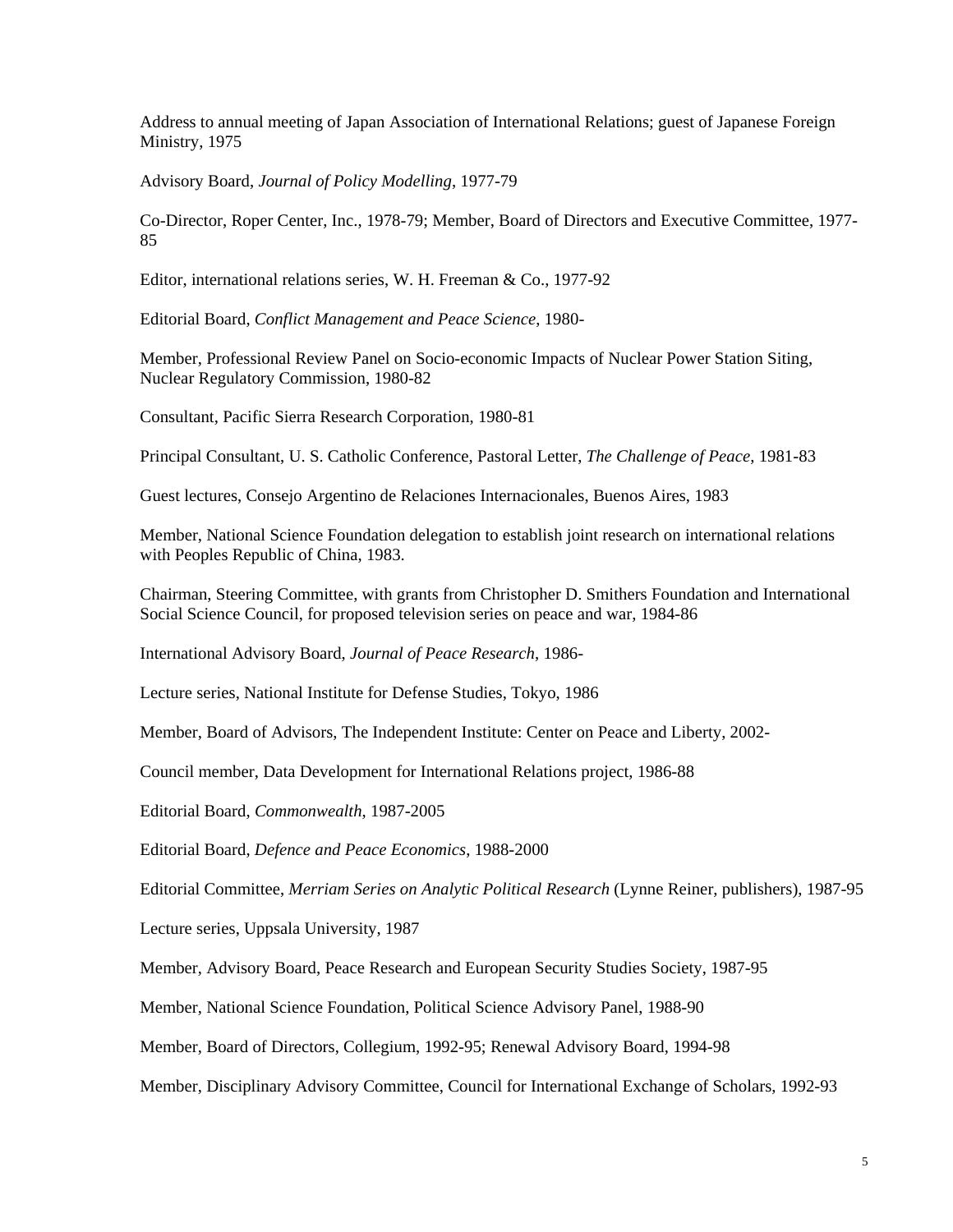Address to annual meeting of Japan Association of International Relations; guest of Japanese Foreign Ministry, 1975

Advisory Board, *Journal of Policy Modelling*, 1977-79

Co-Director, Roper Center, Inc., 1978-79; Member, Board of Directors and Executive Committee, 1977-85

Editor, international relations series, W. H. Freeman & Co., 1977-92

Editorial Board, *Conflict Management and Peace Science*, 1980-

Member, Professional Review Panel on Socio-economic Impacts of Nuclear Power Station Siting, Nuclear Regulatory Commission, 1980-82

Consultant, Pacific Sierra Research Corporation, 1980-81

Principal Consultant, U. S. Catholic Conference, Pastoral Letter, *The Challenge of Peace*, 1981-83

Guest lectures, Consejo Argentino de Relaciones Internacionales, Buenos Aires, 1983

Member, National Science Foundation delegation to establish joint research on international relations with Peoples Republic of China, 1983.

Chairman, Steering Committee, with grants from Christopher D. Smithers Foundation and International Social Science Council, for proposed television series on peace and war, 1984-86

International Advisory Board, *Journal of Peace Research*, 1986-

Lecture series, National Institute for Defense Studies, Tokyo, 1986

Member, Board of Advisors, The Independent Institute: Center on Peace and Liberty, 2002-

Council member, Data Development for International Relations project, 1986-88

Editorial Board, *Commonwealth*, 1987-2005

Editorial Board, *Defence and Peace Economics*, 1988-2000

Editorial Committee, *Merriam Series on Analytic Political Research* (Lynne Reiner, publishers), 1987-95

Lecture series, Uppsala University, 1987

Member, Advisory Board, Peace Research and European Security Studies Society, 1987-95

Member, National Science Foundation, Political Science Advisory Panel, 1988-90

Member, Board of Directors, Collegium, 1992-95; Renewal Advisory Board, 1994-98

Member, Disciplinary Advisory Committee, Council for International Exchange of Scholars, 1992-93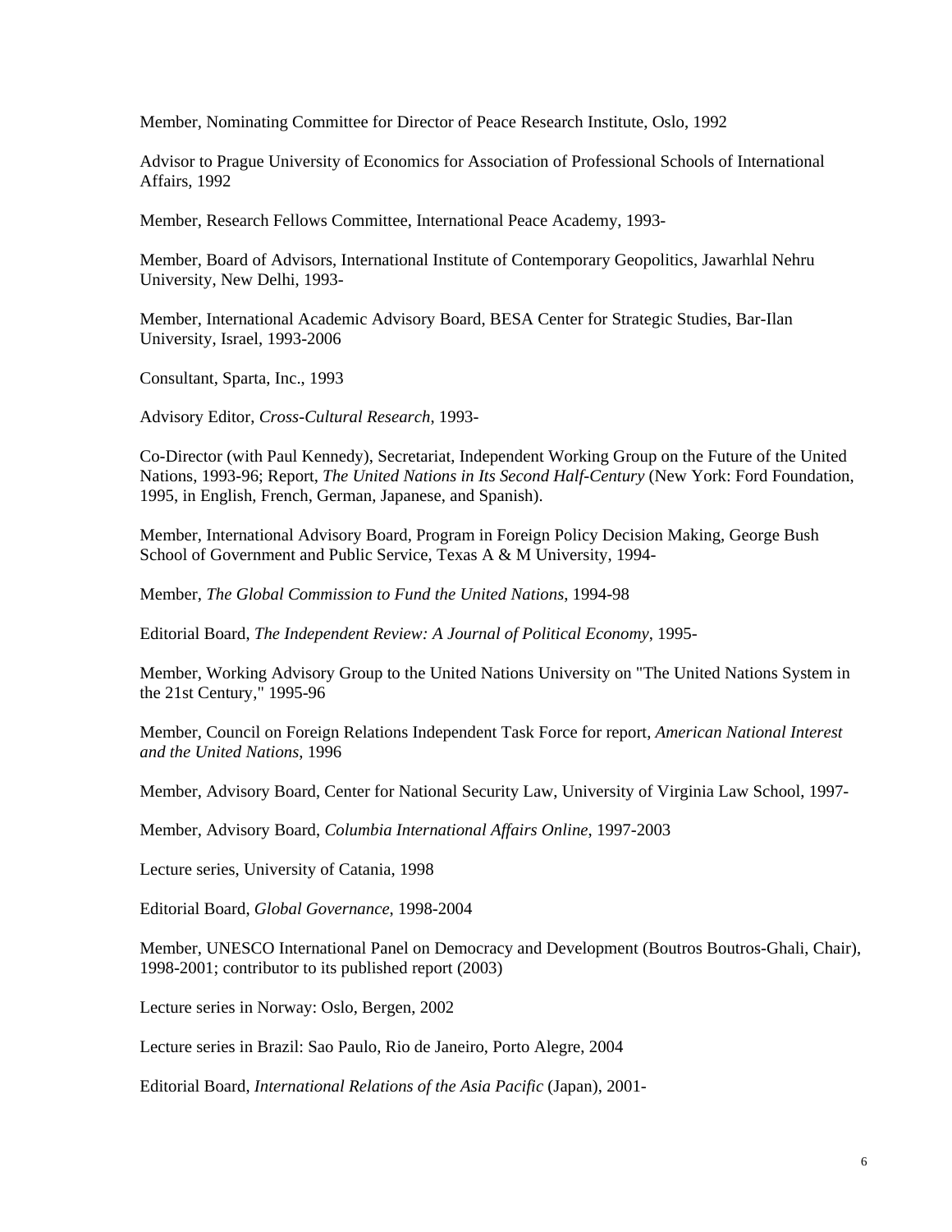Member, Nominating Committee for Director of Peace Research Institute, Oslo, 1992

Advisor to Prague University of Economics for Association of Professional Schools of International Affairs, 1992

Member, Research Fellows Committee, International Peace Academy, 1993-

Member, Board of Advisors, International Institute of Contemporary Geopolitics, Jawarhlal Nehru University, New Delhi, 1993-

Member, International Academic Advisory Board, BESA Center for Strategic Studies, Bar-Ilan University, Israel, 1993-2006

Consultant, Sparta, Inc., 1993

Advisory Editor, *Cross-Cultural Research*, 1993-

Co-Director (with Paul Kennedy), Secretariat, Independent Working Group on the Future of the United Nations, 1993-96; Report, *The United Nations in Its Second Half-Century* (New York: Ford Foundation, 1995, in English, French, German, Japanese, and Spanish).

Member, International Advisory Board, Program in Foreign Policy Decision Making, George Bush School of Government and Public Service, Texas A & M University, 1994-

Member, *The Global Commission to Fund the United Nations*, 1994-98

Editorial Board, *The Independent Review: A Journal of Political Economy*, 1995-

Member, Working Advisory Group to the United Nations University on "The United Nations System in the 21st Century," 1995-96

Member, Council on Foreign Relations Independent Task Force for report, *American National Interest and the United Nations*, 1996

Member, Advisory Board, Center for National Security Law, University of Virginia Law School, 1997-

Member, Advisory Board, *Columbia International Affairs Online*, 1997-2003

Lecture series, University of Catania, 1998

Editorial Board, *Global Governance*, 1998-2004

Member, UNESCO International Panel on Democracy and Development (Boutros Boutros-Ghali, Chair), 1998-2001; contributor to its published report (2003)

Lecture series in Norway: Oslo, Bergen, 2002

Lecture series in Brazil: Sao Paulo, Rio de Janeiro, Porto Alegre, 2004

Editorial Board, *International Relations of the Asia Pacific* (Japan), 2001-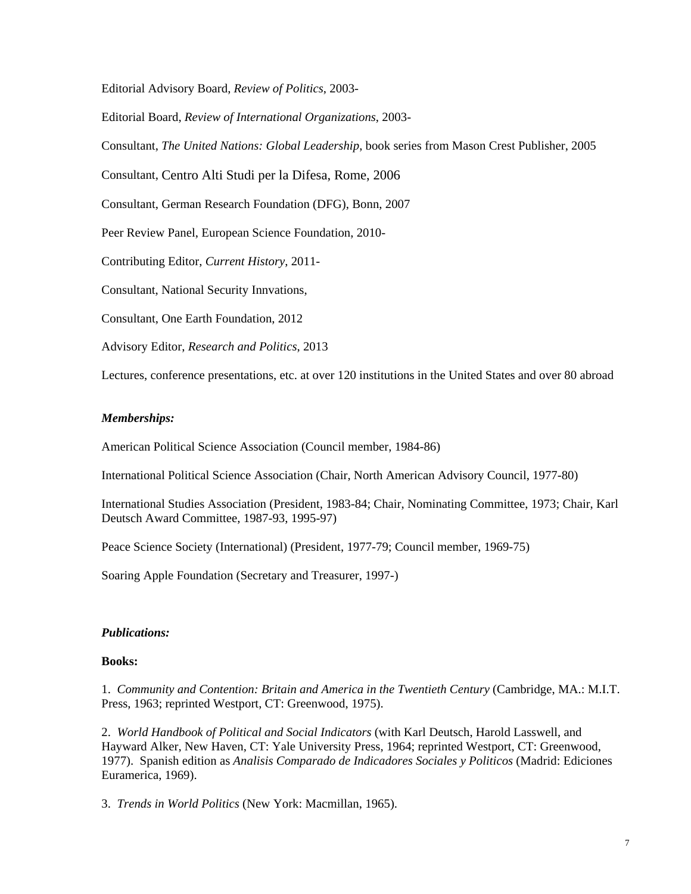Editorial Advisory Board, *Review of Politics*, 2003-

Editorial Board, *Review of International Organizations*, 2003-

Consultant, *The United Nations: Global Leadership*, book series from Mason Crest Publisher, 2005

Consultant, Centro Alti Studi per la Difesa, Rome, 2006

Consultant, German Research Foundation (DFG), Bonn, 2007

Peer Review Panel, European Science Foundation, 2010-

Contributing Editor, *Current History*, 2011-

Consultant, National Security Innvations,

Consultant, One Earth Foundation, 2012

Advisory Editor, *Research and Politics*, 2013

Lectures, conference presentations, etc. at over 120 institutions in the United States and over 80 abroad

***Memberships:***

American Political Science Association (Council member, 1984-86)

International Political Science Association (Chair, North American Advisory Council, 1977-80)

International Studies Association (President, 1983-84; Chair, Nominating Committee, 1973; Chair, Karl Deutsch Award Committee, 1987-93, 1995-97)

Peace Science Society (International) (President, 1977-79; Council member, 1969-75)

Soaring Apple Foundation (Secretary and Treasurer, 1997-)

***Publications:***

**Books:**

1. *Community and Contention: Britain and America in the Twentieth Century* (Cambridge, MA.: M.I.T. Press, 1963; reprinted Westport, CT: Greenwood, 1975).

2. *World Handbook of Political and Social Indicators* (with Karl Deutsch, Harold Lasswell, and Hayward Alker, New Haven, CT: Yale University Press, 1964; reprinted Westport, CT: Greenwood, 1977). Spanish edition as *Analisis Comparado de Indicadores Sociales y Politicos* (Madrid: Ediciones Euramerica, 1969).

3. *Trends in World Politics* (New York: Macmillan, 1965).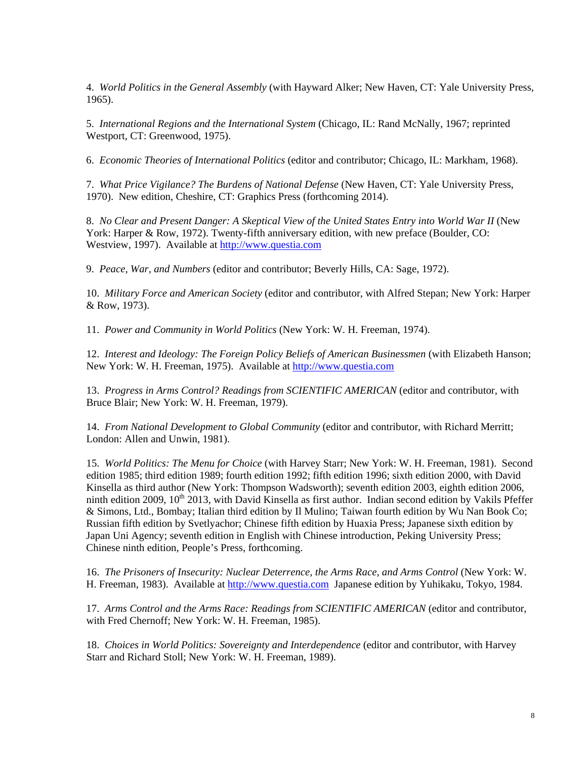4. *World Politics in the General Assembly* (with Hayward Alker; New Haven, CT: Yale University Press, 1965).

5. *International Regions and the International System* (Chicago, IL: Rand McNally, 1967; reprinted Westport, CT: Greenwood, 1975).

6. *Economic Theories of International Politics* (editor and contributor; Chicago, IL: Markham, 1968).

7. *What Price Vigilance? The Burdens of National Defense* (New Haven, CT: Yale University Press, 1970). New edition, Cheshire, CT: Graphics Press (forthcoming 2014).

8. *No Clear and Present Danger: A Skeptical View of the United States Entry into World War II* (New York: Harper & Row, 1972). Twenty-fifth anniversary edition, with new preface (Boulder, CO: Westview, 1997). Available at http://www.questia.com

9. *Peace, War, and Numbers* (editor and contributor; Beverly Hills, CA: Sage, 1972).

10. *Military Force and American Society* (editor and contributor, with Alfred Stepan; New York: Harper & Row, 1973).

11. *Power and Community in World Politics* (New York: W. H. Freeman, 1974).

12. *Interest and Ideology: The Foreign Policy Beliefs of American Businessmen* (with Elizabeth Hanson; New York: W. H. Freeman, 1975). Available at http://www.questia.com

13. *Progress in Arms Control? Readings from SCIENTIFIC AMERICAN* (editor and contributor, with Bruce Blair; New York: W. H. Freeman, 1979).

14. *From National Development to Global Community* (editor and contributor, with Richard Merritt; London: Allen and Unwin, 1981).

15. *World Politics: The Menu for Choice* (with Harvey Starr; New York: W. H. Freeman, 1981). Second edition 1985; third edition 1989; fourth edition 1992; fifth edition 1996; sixth edition 2000, with David Kinsella as third author (New York: Thompson Wadsworth); seventh edition 2003, eighth edition 2006, ninth edition 2009, 10th 2013, with David Kinsella as first author. Indian second edition by Vakils Pfeffer & Simons, Ltd., Bombay; Italian third edition by Il Mulino; Taiwan fourth edition by Wu Nan Book Co; Russian fifth edition by Svetlyachor; Chinese fifth edition by Huaxia Press; Japanese sixth edition by Japan Uni Agency; seventh edition in English with Chinese introduction, Peking University Press; Chinese ninth edition, People's Press, forthcoming.

16. *The Prisoners of Insecurity: Nuclear Deterrence, the Arms Race, and Arms Control* (New York: W. H. Freeman, 1983). Available at http://www.questia.com Japanese edition by Yuhikaku, Tokyo, 1984.

17. *Arms Control and the Arms Race: Readings from SCIENTIFIC AMERICAN* (editor and contributor, with Fred Chernoff; New York: W. H. Freeman, 1985).

18. *Choices in World Politics: Sovereignty and Interdependence* (editor and contributor, with Harvey Starr and Richard Stoll; New York: W. H. Freeman, 1989).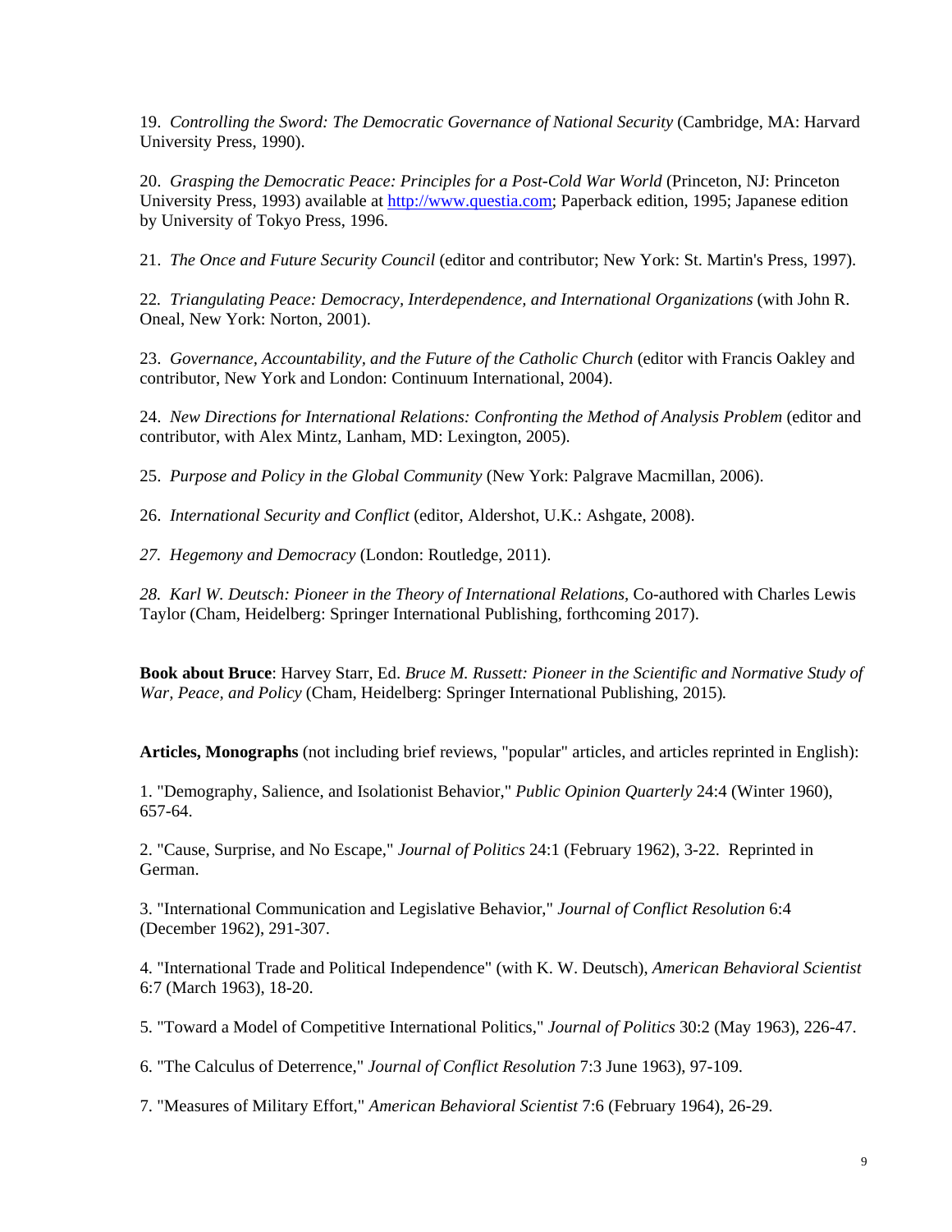19. *Controlling the Sword: The Democratic Governance of National Security* (Cambridge, MA: Harvard University Press, 1990).

20. *Grasping the Democratic Peace: Principles for a Post-Cold War World* (Princeton, NJ: Princeton University Press, 1993) available at [http://www.questia.com](http://www.questia.com); Paperback edition, 1995; Japanese edition by University of Tokyo Press, 1996.

21. *The Once and Future Security Council* (editor and contributor; New York: St. Martin's Press, 1997).

22. *Triangulating Peace: Democracy, Interdependence, and International Organizations* (with John R. Oneal, New York: Norton, 2001).

23. *Governance, Accountability, and the Future of the Catholic Church* (editor with Francis Oakley and contributor, New York and London: Continuum International, 2004).

24. *New Directions for International Relations: Confronting the Method of Analysis Problem* (editor and contributor, with Alex Mintz, Lanham, MD: Lexington, 2005).

25. *Purpose and Policy in the Global Community* (New York: Palgrave Macmillan, 2006).

26. *International Security and Conflict* (editor, Aldershot, U.K.: Ashgate, 2008).

*27. Hegemony and Democracy* (London: Routledge, 2011).

*28. Karl W. Deutsch: Pioneer in the Theory of International Relations,* Co-authored with Charles Lewis Taylor (Cham, Heidelberg: Springer International Publishing, forthcoming 2017).

**Book about Bruce**: Harvey Starr, Ed. *Bruce M. Russett: Pioneer in the Scientific and Normative Study of War, Peace, and Policy* (Cham, Heidelberg: Springer International Publishing, 2015).

**Articles, Monographs** (not including brief reviews, "popular" articles, and articles reprinted in English):

1. "Demography, Salience, and Isolationist Behavior," *Public Opinion Quarterly* 24:4 (Winter 1960), 657-64.

2. "Cause, Surprise, and No Escape," *Journal of Politics* 24:1 (February 1962), 3-22. Reprinted in German.

3. "International Communication and Legislative Behavior," *Journal of Conflict Resolution* 6:4 (December 1962), 291-307.

4. "International Trade and Political Independence" (with K. W. Deutsch), *American Behavioral Scientist* 6:7 (March 1963), 18-20.

5. "Toward a Model of Competitive International Politics," *Journal of Politics* 30:2 (May 1963), 226-47.

6. "The Calculus of Deterrence," *Journal of Conflict Resolution* 7:3 June 1963), 97-109.

7. "Measures of Military Effort," *American Behavioral Scientist* 7:6 (February 1964), 26-29.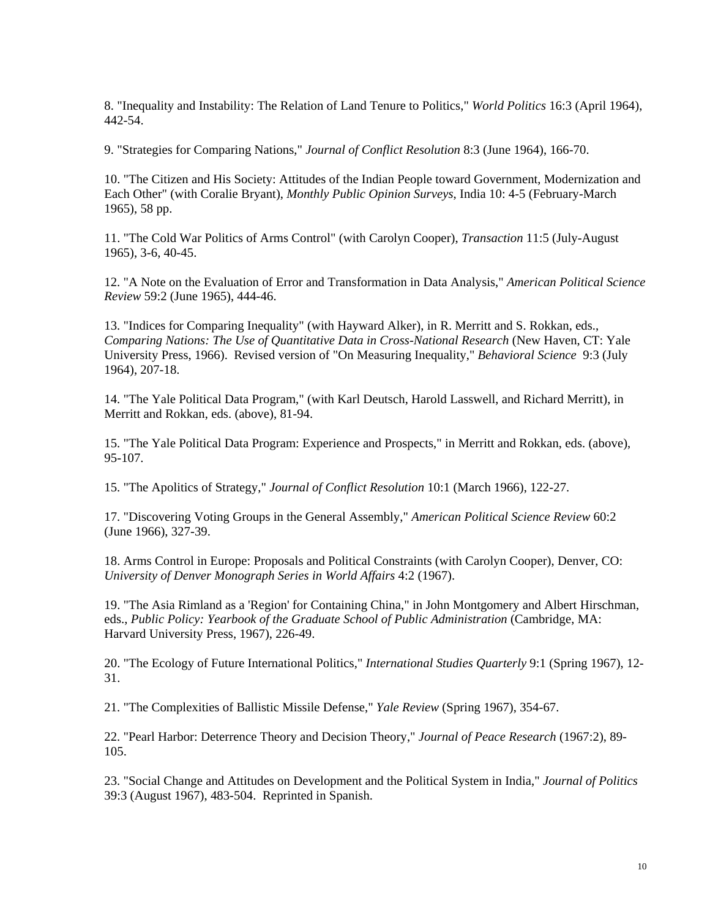8. "Inequality and Instability: The Relation of Land Tenure to Politics," *World Politics* 16:3 (April 1964), 442-54.

9. "Strategies for Comparing Nations," *Journal of Conflict Resolution* 8:3 (June 1964), 166-70.

10. "The Citizen and His Society: Attitudes of the Indian People toward Government, Modernization and Each Other" (with Coralie Bryant), *Monthly Public Opinion Surveys*, India 10: 4-5 (February-March 1965), 58 pp.

11. "The Cold War Politics of Arms Control" (with Carolyn Cooper), *Transaction* 11:5 (July-August 1965), 3-6, 40-45.

12. "A Note on the Evaluation of Error and Transformation in Data Analysis," *American Political Science Review* 59:2 (June 1965), 444-46.

13. "Indices for Comparing Inequality" (with Hayward Alker), in R. Merritt and S. Rokkan, eds., *Comparing Nations: The Use of Quantitative Data in Cross-National Research* (New Haven, CT: Yale University Press, 1966). Revised version of "On Measuring Inequality," *Behavioral Science* 9:3 (July 1964), 207-18.

14. "The Yale Political Data Program," (with Karl Deutsch, Harold Lasswell, and Richard Merritt), in Merritt and Rokkan, eds. (above), 81-94.

15. "The Yale Political Data Program: Experience and Prospects," in Merritt and Rokkan, eds. (above), 95-107.

15. "The Apolitics of Strategy," *Journal of Conflict Resolution* 10:1 (March 1966), 122-27.

17. "Discovering Voting Groups in the General Assembly," *American Political Science Review* 60:2 (June 1966), 327-39.

18. Arms Control in Europe: Proposals and Political Constraints (with Carolyn Cooper), Denver, CO: *University of Denver Monograph Series in World Affairs* 4:2 (1967).

19. "The Asia Rimland as a 'Region' for Containing China," in John Montgomery and Albert Hirschman, eds., *Public Policy: Yearbook of the Graduate School of Public Administration* (Cambridge, MA: Harvard University Press, 1967), 226-49.

20. "The Ecology of Future International Politics," *International Studies Quarterly* 9:1 (Spring 1967), 12-31.

21. "The Complexities of Ballistic Missile Defense," *Yale Review* (Spring 1967), 354-67.

22. "Pearl Harbor: Deterrence Theory and Decision Theory," *Journal of Peace Research* (1967:2), 89-105.

23. "Social Change and Attitudes on Development and the Political System in India," *Journal of Politics* 39:3 (August 1967), 483-504. Reprinted in Spanish.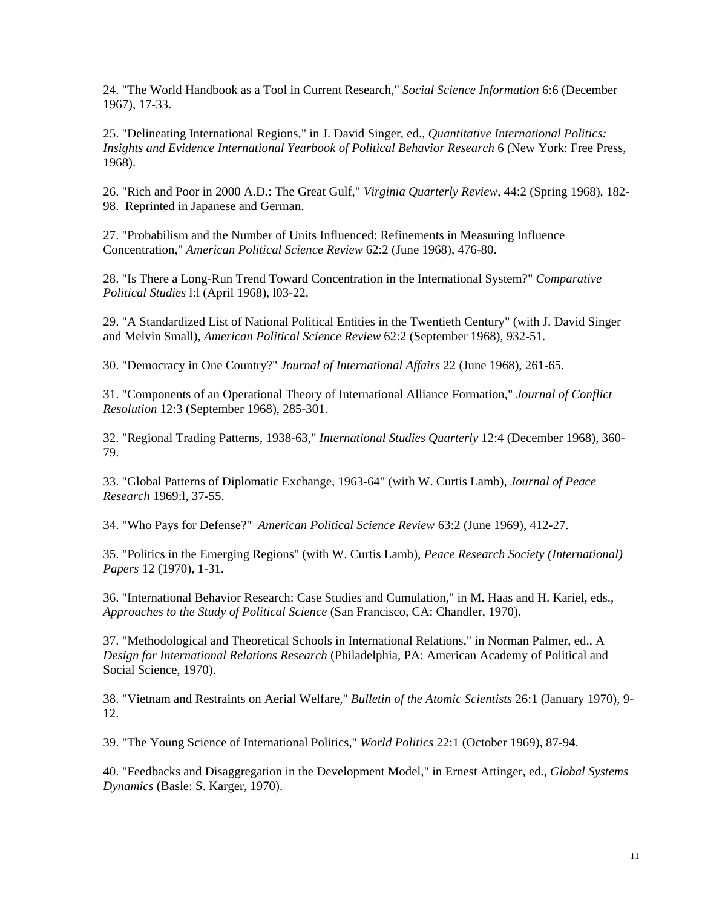24. "The World Handbook as a Tool in Current Research," *Social Science Information* 6:6 (December 1967), 17-33.

25. "Delineating International Regions," in J. David Singer, ed., *Quantitative International Politics: Insights and Evidence International Yearbook of Political Behavior Research* 6 (New York: Free Press, 1968).

26. "Rich and Poor in 2000 A.D.: The Great Gulf," *Virginia Quarterly Review*, 44:2 (Spring 1968), 182-98. Reprinted in Japanese and German.

27. "Probabilism and the Number of Units Influenced: Refinements in Measuring Influence Concentration," *American Political Science Review* 62:2 (June 1968), 476-80.

28. "Is There a Long-Run Trend Toward Concentration in the International System?" *Comparative Political Studies* l:l (April 1968), l03-22.

29. "A Standardized List of National Political Entities in the Twentieth Century" (with J. David Singer and Melvin Small), *American Political Science Review* 62:2 (September 1968), 932-51.

30. "Democracy in One Country?" *Journal of International Affairs* 22 (June 1968), 261-65.

31. "Components of an Operational Theory of International Alliance Formation," *Journal of Conflict Resolution* 12:3 (September 1968), 285-301.

32. "Regional Trading Patterns, 1938-63," *International Studies Quarterly* 12:4 (December 1968), 360-79.

33. "Global Patterns of Diplomatic Exchange, 1963-64" (with W. Curtis Lamb), *Journal of Peace Research* 1969:l, 37-55.

34. "Who Pays for Defense?" *American Political Science Review* 63:2 (June 1969), 412-27.

35. "Politics in the Emerging Regions" (with W. Curtis Lamb), *Peace Research Society (International) Papers* 12 (1970), 1-31.

36. "International Behavior Research: Case Studies and Cumulation," in M. Haas and H. Kariel, eds., *Approaches to the Study of Political Science* (San Francisco, CA: Chandler, 1970).

37. "Methodological and Theoretical Schools in International Relations," in Norman Palmer, ed., A *Design for International Relations Research* (Philadelphia, PA: American Academy of Political and Social Science, 1970).

38. "Vietnam and Restraints on Aerial Welfare," *Bulletin of the Atomic Scientists* 26:1 (January 1970), 9-12.

39. "The Young Science of International Politics," *World Politics* 22:1 (October 1969), 87-94.

40. "Feedbacks and Disaggregation in the Development Model," in Ernest Attinger, ed., *Global Systems Dynamics* (Basle: S. Karger, 1970).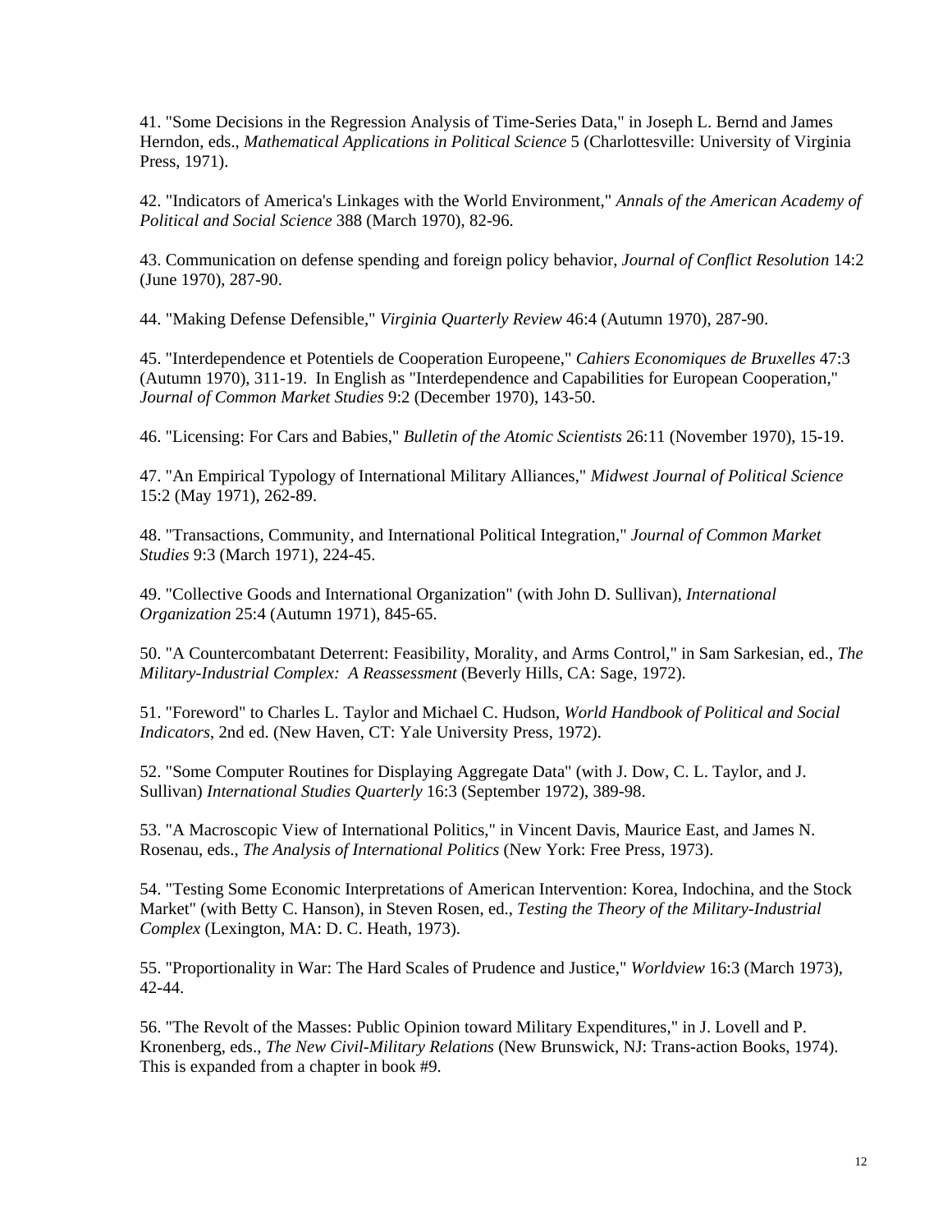41. "Some Decisions in the Regression Analysis of Time-Series Data," in Joseph L. Bernd and James Herndon, eds., *Mathematical Applications in Political Science* 5 (Charlottesville: University of Virginia Press, 1971).

42. "Indicators of America's Linkages with the World Environment," *Annals of the American Academy of Political and Social Science* 388 (March 1970), 82-96.

43. Communication on defense spending and foreign policy behavior, *Journal of Conflict Resolution* 14:2 (June 1970), 287-90.

44. "Making Defense Defensible," *Virginia Quarterly Review* 46:4 (Autumn 1970), 287-90.

45. "Interdependence et Potentiels de Cooperation Europeene," *Cahiers Economiques de Bruxelles* 47:3 (Autumn 1970), 311-19. In English as "Interdependence and Capabilities for European Cooperation," *Journal of Common Market Studies* 9:2 (December 1970), 143-50.

46. "Licensing: For Cars and Babies," *Bulletin of the Atomic Scientists* 26:11 (November 1970), 15-19.

47. "An Empirical Typology of International Military Alliances," *Midwest Journal of Political Science* 15:2 (May 1971), 262-89.

48. "Transactions, Community, and International Political Integration," *Journal of Common Market Studies* 9:3 (March 1971), 224-45.

49. "Collective Goods and International Organization" (with John D. Sullivan), *International Organization* 25:4 (Autumn 1971), 845-65.

50. "A Countercombatant Deterrent: Feasibility, Morality, and Arms Control," in Sam Sarkesian, ed., *The Military-Industrial Complex: A Reassessment* (Beverly Hills, CA: Sage, 1972).

51. "Foreword" to Charles L. Taylor and Michael C. Hudson, *World Handbook of Political and Social Indicators*, 2nd ed. (New Haven, CT: Yale University Press, 1972).

52. "Some Computer Routines for Displaying Aggregate Data" (with J. Dow, C. L. Taylor, and J. Sullivan) *International Studies Quarterly* 16:3 (September 1972), 389-98.

53. "A Macroscopic View of International Politics," in Vincent Davis, Maurice East, and James N. Rosenau, eds., *The Analysis of International Politics* (New York: Free Press, 1973).

54. "Testing Some Economic Interpretations of American Intervention: Korea, Indochina, and the Stock Market" (with Betty C. Hanson), in Steven Rosen, ed., *Testing the Theory of the Military-Industrial Complex* (Lexington, MA: D. C. Heath, 1973).

55. "Proportionality in War: The Hard Scales of Prudence and Justice," *Worldview* 16:3 (March 1973), 42-44.

56. "The Revolt of the Masses: Public Opinion toward Military Expenditures," in J. Lovell and P. Kronenberg, eds., *The New Civil-Military Relations* (New Brunswick, NJ: Trans-action Books, 1974). This is expanded from a chapter in book #9.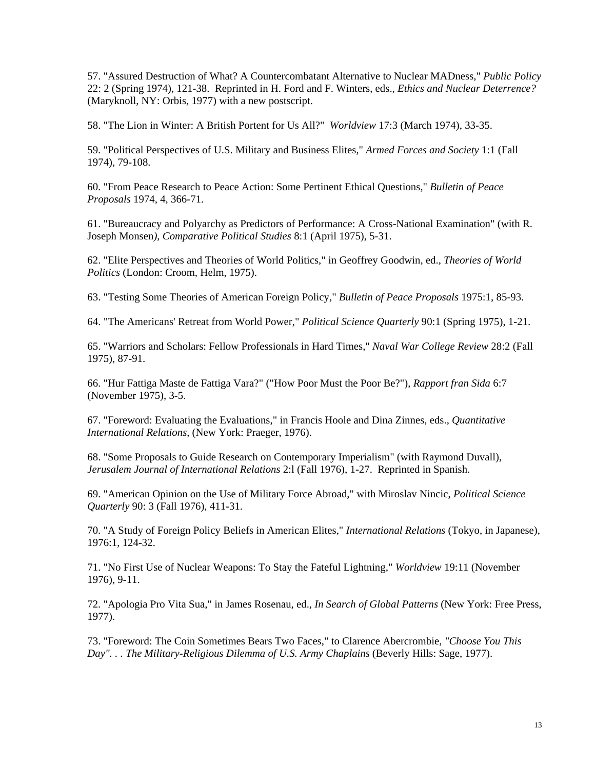57. "Assured Destruction of What? A Countercombatant Alternative to Nuclear MADness," *Public Policy* 22: 2 (Spring 1974), 121-38. Reprinted in H. Ford and F. Winters, eds., *Ethics and Nuclear Deterrence?* (Maryknoll, NY: Orbis, 1977) with a new postscript.

58. "The Lion in Winter: A British Portent for Us All?" *Worldview* 17:3 (March 1974), 33-35.

59. "Political Perspectives of U.S. Military and Business Elites," *Armed Forces and Society* 1:1 (Fall 1974), 79-108.

60. "From Peace Research to Peace Action: Some Pertinent Ethical Questions," *Bulletin of Peace Proposals* 1974, 4, 366-71.

61. "Bureaucracy and Polyarchy as Predictors of Performance: A Cross-National Examination" (with R. Joseph Monsen*),* *Comparative Political Studies* 8:1 (April 1975), 5-31.

62. "Elite Perspectives and Theories of World Politics," in Geoffrey Goodwin, ed., *Theories of World Politics* (London: Croom, Helm, 1975).

63. "Testing Some Theories of American Foreign Policy," *Bulletin of Peace Proposals* 1975:1, 85-93.

64. "The Americans' Retreat from World Power," *Political Science Quarterly* 90:1 (Spring 1975), 1-21.

65. "Warriors and Scholars: Fellow Professionals in Hard Times," *Naval War College Review* 28:2 (Fall 1975), 87-91.

66. "Hur Fattiga Maste de Fattiga Vara?" ("How Poor Must the Poor Be?"), *Rapport fran Sida* 6:7 (November 1975), 3-5.

67. "Foreword: Evaluating the Evaluations," in Francis Hoole and Dina Zinnes, eds., *Quantitative International Relations*, (New York: Praeger, 1976).

68. "Some Proposals to Guide Research on Contemporary Imperialism" (with Raymond Duvall), *Jerusalem Journal of International Relations* 2:l (Fall 1976), 1-27. Reprinted in Spanish.

69. "American Opinion on the Use of Military Force Abroad," with Miroslav Nincic, *Political Science Quarterly* 90: 3 (Fall 1976), 411-31.

70. "A Study of Foreign Policy Beliefs in American Elites," *International Relations* (Tokyo, in Japanese), 1976:1, 124-32.

71. "No First Use of Nuclear Weapons: To Stay the Fateful Lightning," *Worldview* 19:11 (November 1976), 9-11.

72. "Apologia Pro Vita Sua," in James Rosenau, ed., *In Search of Global Patterns* (New York: Free Press, 1977).

73. "Foreword: The Coin Sometimes Bears Two Faces," to Clarence Abercrombie, *"Choose You This Day". . . The Military-Religious Dilemma of U.S. Army Chaplains* (Beverly Hills: Sage, 1977).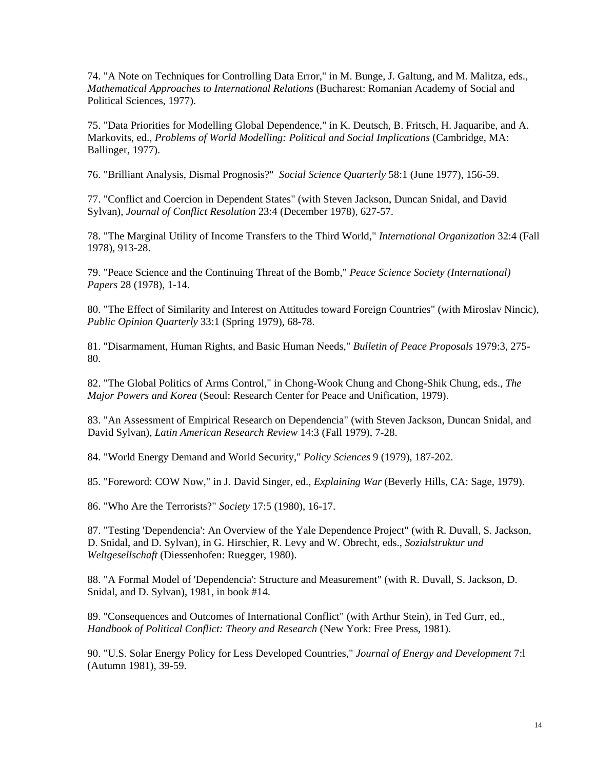74. "A Note on Techniques for Controlling Data Error," in M. Bunge, J. Galtung, and M. Malitza, eds., *Mathematical Approaches to International Relations* (Bucharest: Romanian Academy of Social and Political Sciences, 1977).

75. "Data Priorities for Modelling Global Dependence," in K. Deutsch, B. Fritsch, H. Jaquaribe, and A. Markovits, ed., *Problems of World Modelling: Political and Social Implications* (Cambridge, MA: Ballinger, 1977).

76. "Brilliant Analysis, Dismal Prognosis?" *Social Science Quarterly* 58:1 (June 1977), 156-59.

77. "Conflict and Coercion in Dependent States" (with Steven Jackson, Duncan Snidal, and David Sylvan), *Journal of Conflict Resolution* 23:4 (December 1978), 627-57.

78. "The Marginal Utility of Income Transfers to the Third World," *International Organization* 32:4 (Fall 1978), 913-28.

79. "Peace Science and the Continuing Threat of the Bomb," *Peace Science Society (International) Papers* 28 (1978), 1-14.

80. "The Effect of Similarity and Interest on Attitudes toward Foreign Countries" (with Miroslav Nincic), *Public Opinion Quarterly* 33:1 (Spring 1979), 68-78.

81. "Disarmament, Human Rights, and Basic Human Needs," *Bulletin of Peace Proposals* 1979:3, 275-80.

82. "The Global Politics of Arms Control," in Chong-Wook Chung and Chong-Shik Chung, eds., *The Major Powers and Korea* (Seoul: Research Center for Peace and Unification, 1979).

83. "An Assessment of Empirical Research on Dependencia" (with Steven Jackson, Duncan Snidal, and David Sylvan), *Latin American Research Review* 14:3 (Fall 1979), 7-28.

84. "World Energy Demand and World Security," *Policy Sciences* 9 (1979), 187-202.

85. "Foreword: COW Now," in J. David Singer, ed., *Explaining War* (Beverly Hills, CA: Sage, 1979).

86. "Who Are the Terrorists?" *Society* 17:5 (1980), 16-17.

87. "Testing 'Dependencia': An Overview of the Yale Dependence Project" (with R. Duvall, S. Jackson, D. Snidal, and D. Sylvan), in G. Hirschier, R. Levy and W. Obrecht, eds., *Sozialstruktur und Weltgesellschaft* (Diessenhofen: Ruegger, 1980).

88. "A Formal Model of 'Dependencia': Structure and Measurement" (with R. Duvall, S. Jackson, D. Snidal, and D. Sylvan), 1981, in book #14.

89. "Consequences and Outcomes of International Conflict" (with Arthur Stein), in Ted Gurr, ed., *Handbook of Political Conflict: Theory and Research* (New York: Free Press, 1981).

90. "U.S. Solar Energy Policy for Less Developed Countries," *Journal of Energy and Development* 7:l (Autumn 1981), 39-59.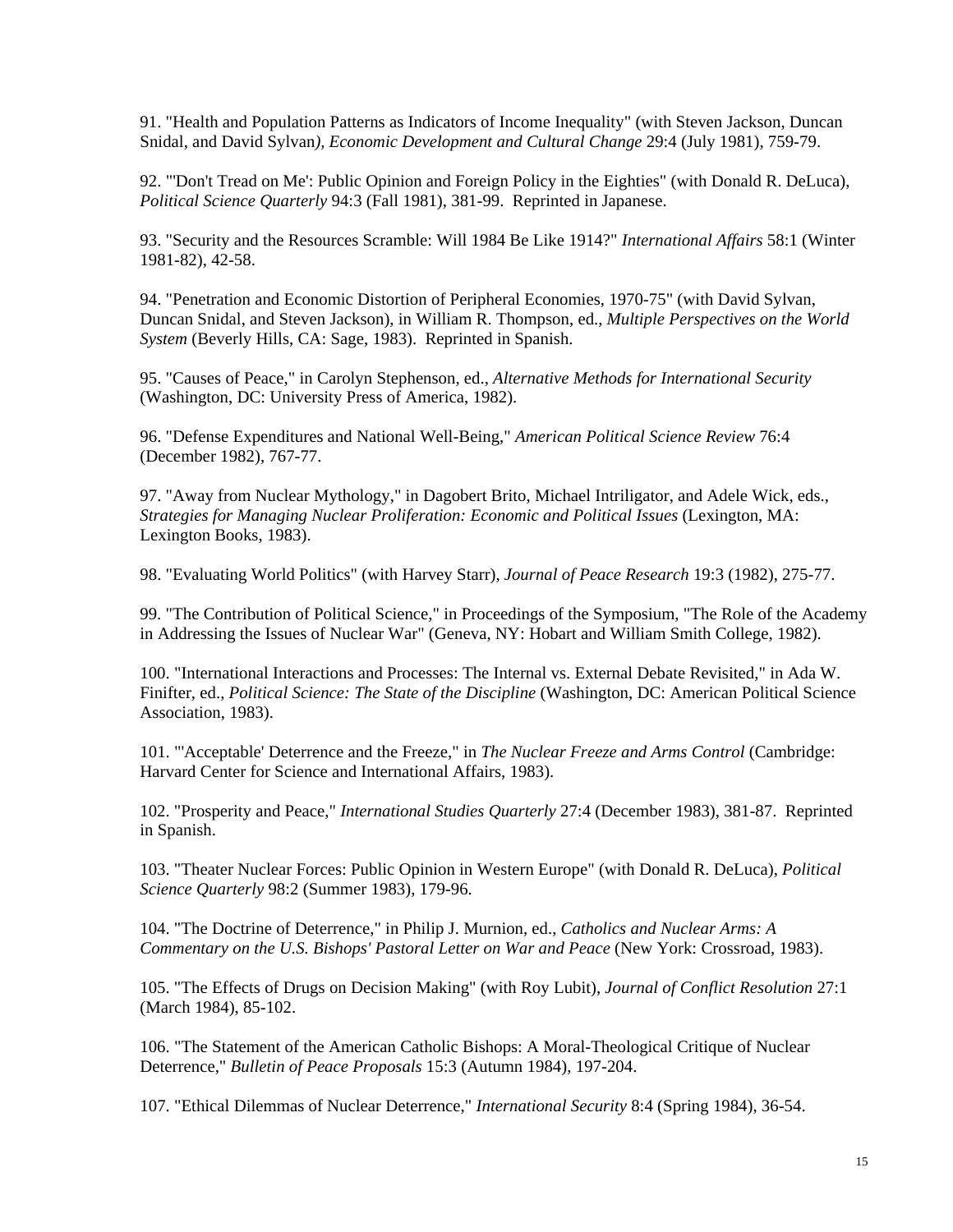91. "Health and Population Patterns as Indicators of Income Inequality" (with Steven Jackson, Duncan Snidal, and David Sylvan*), Economic Development and Cultural Change* 29:4 (July 1981), 759-79.

92. "'Don't Tread on Me': Public Opinion and Foreign Policy in the Eighties" (with Donald R. DeLuca), *Political Science Quarterly* 94:3 (Fall 1981), 381-99. Reprinted in Japanese.

93. "Security and the Resources Scramble: Will 1984 Be Like 1914?" *International Affairs* 58:1 (Winter 1981-82), 42-58.

94. "Penetration and Economic Distortion of Peripheral Economies, 1970-75" (with David Sylvan, Duncan Snidal, and Steven Jackson), in William R. Thompson, ed., *Multiple Perspectives on the World System* (Beverly Hills, CA: Sage, 1983). Reprinted in Spanish.

95. "Causes of Peace," in Carolyn Stephenson, ed., *Alternative Methods for International Security* (Washington, DC: University Press of America, 1982).

96. "Defense Expenditures and National Well-Being," *American Political Science Review* 76:4 (December 1982), 767-77.

97. "Away from Nuclear Mythology," in Dagobert Brito, Michael Intriligator, and Adele Wick, eds., *Strategies for Managing Nuclear Proliferation: Economic and Political Issues* (Lexington, MA: Lexington Books, 1983).

98. "Evaluating World Politics" (with Harvey Starr), *Journal of Peace Research* 19:3 (1982), 275-77.

99. "The Contribution of Political Science," in Proceedings of the Symposium, "The Role of the Academy in Addressing the Issues of Nuclear War" (Geneva, NY: Hobart and William Smith College, 1982).

100. "International Interactions and Processes: The Internal vs. External Debate Revisited," in Ada W. Finifter, ed., *Political Science: The State of the Discipline* (Washington, DC: American Political Science Association, 1983).

101. "'Acceptable' Deterrence and the Freeze," in *The Nuclear Freeze and Arms Control* (Cambridge: Harvard Center for Science and International Affairs, 1983).

102. "Prosperity and Peace," *International Studies Quarterly* 27:4 (December 1983), 381-87. Reprinted in Spanish.

103. "Theater Nuclear Forces: Public Opinion in Western Europe" (with Donald R. DeLuca), *Political Science Quarterly* 98:2 (Summer 1983), 179-96.

104. "The Doctrine of Deterrence," in Philip J. Murnion, ed., *Catholics and Nuclear Arms: A Commentary on the U.S. Bishops' Pastoral Letter on War and Peace* (New York: Crossroad, 1983).

105. "The Effects of Drugs on Decision Making" (with Roy Lubit), *Journal of Conflict Resolution* 27:1 (March 1984), 85-102.

106. "The Statement of the American Catholic Bishops: A Moral-Theological Critique of Nuclear Deterrence," *Bulletin of Peace Proposals* 15:3 (Autumn 1984), 197-204.

107. "Ethical Dilemmas of Nuclear Deterrence," *International Security* 8:4 (Spring 1984), 36-54.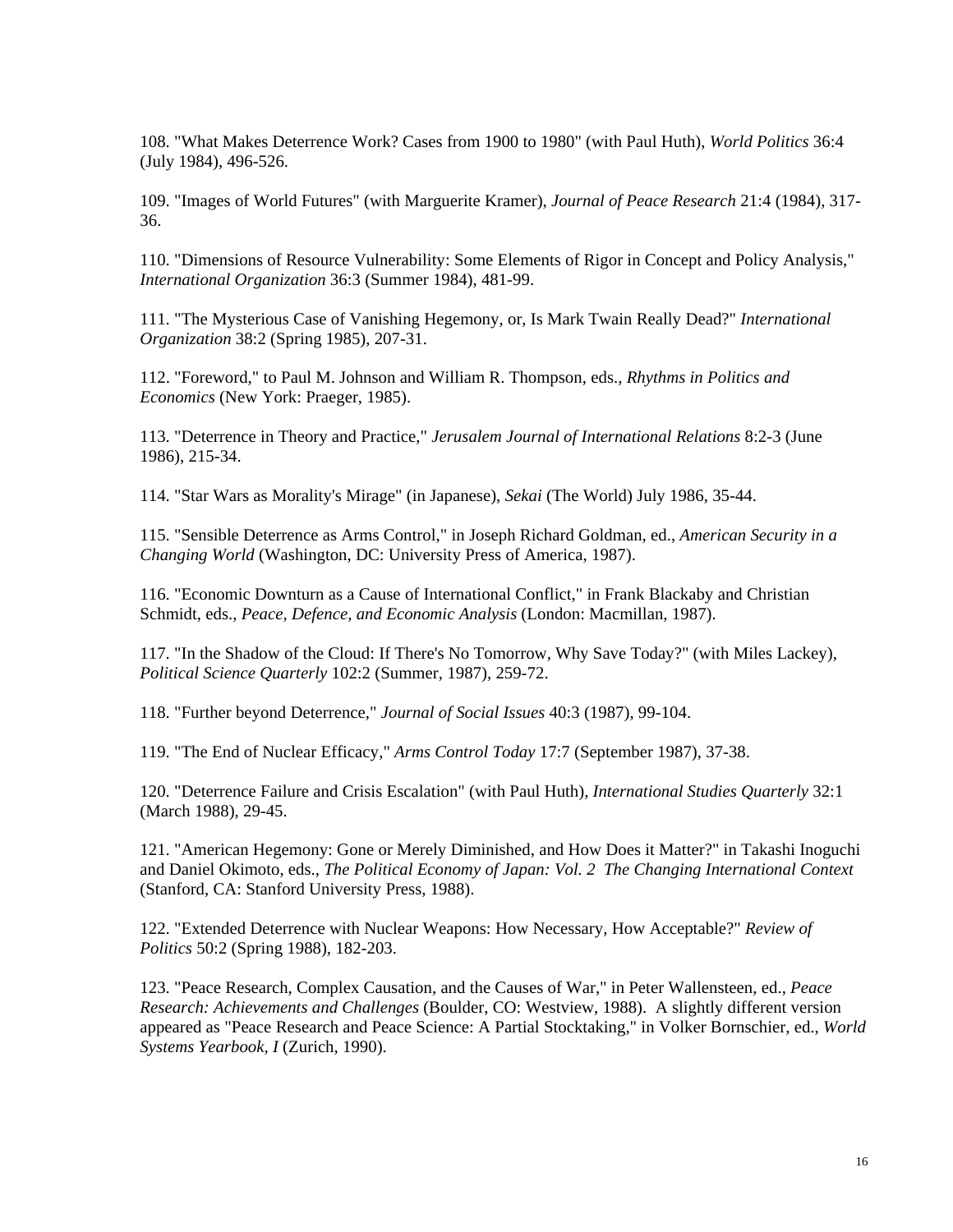108. "What Makes Deterrence Work? Cases from 1900 to 1980" (with Paul Huth), *World Politics* 36:4 (July 1984), 496-526.

109. "Images of World Futures" (with Marguerite Kramer), *Journal of Peace Research* 21:4 (1984), 317-36.

110. "Dimensions of Resource Vulnerability: Some Elements of Rigor in Concept and Policy Analysis," *International Organization* 36:3 (Summer 1984), 481-99.

111. "The Mysterious Case of Vanishing Hegemony, or, Is Mark Twain Really Dead?" *International Organization* 38:2 (Spring 1985), 207-31.

112. "Foreword," to Paul M. Johnson and William R. Thompson, eds., *Rhythms in Politics and Economics* (New York: Praeger, 1985).

113. "Deterrence in Theory and Practice," *Jerusalem Journal of International Relations* 8:2-3 (June 1986), 215-34.

114. "Star Wars as Morality's Mirage" (in Japanese), *Sekai* (The World) July 1986, 35-44.

115. "Sensible Deterrence as Arms Control," in Joseph Richard Goldman, ed., *American Security in a Changing World* (Washington, DC: University Press of America, 1987).

116. "Economic Downturn as a Cause of International Conflict," in Frank Blackaby and Christian Schmidt, eds., *Peace, Defence, and Economic Analysis* (London: Macmillan, 1987).

117. "In the Shadow of the Cloud: If There's No Tomorrow, Why Save Today?" (with Miles Lackey), *Political Science Quarterly* 102:2 (Summer, 1987), 259-72.

118. "Further beyond Deterrence," *Journal of Social Issues* 40:3 (1987), 99-104.

119. "The End of Nuclear Efficacy," *Arms Control Today* 17:7 (September 1987), 37-38.

120. "Deterrence Failure and Crisis Escalation" (with Paul Huth), *International Studies Quarterly* 32:1 (March 1988), 29-45.

121. "American Hegemony: Gone or Merely Diminished, and How Does it Matter?" in Takashi Inoguchi and Daniel Okimoto, eds., *The Political Economy of Japan: Vol. 2 The Changing International Context* (Stanford, CA: Stanford University Press, 1988).

122. "Extended Deterrence with Nuclear Weapons: How Necessary, How Acceptable?" *Review of Politics* 50:2 (Spring 1988), 182-203.

123. "Peace Research, Complex Causation, and the Causes of War," in Peter Wallensteen, ed., *Peace Research: Achievements and Challenges* (Boulder, CO: Westview, 1988). A slightly different version appeared as "Peace Research and Peace Science: A Partial Stocktaking," in Volker Bornschier, ed., *World Systems Yearbook, I* (Zurich, 1990).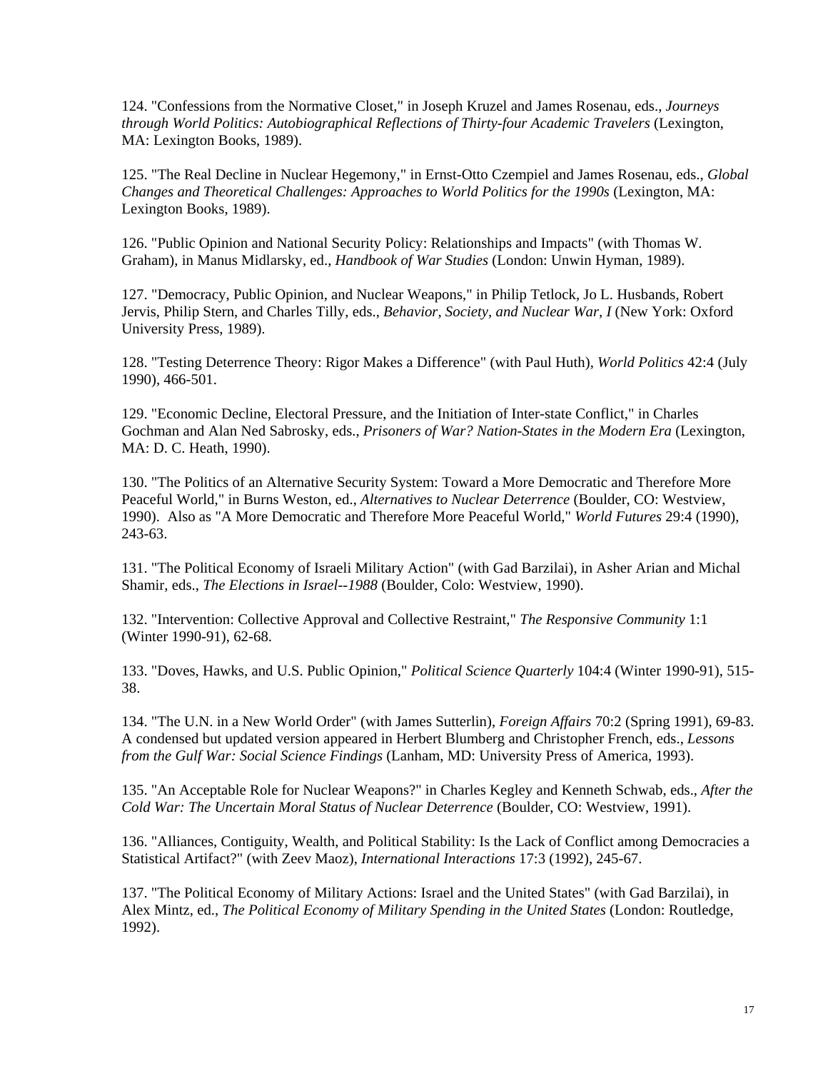124. "Confessions from the Normative Closet," in Joseph Kruzel and James Rosenau, eds., *Journeys through World Politics: Autobiographical Reflections of Thirty-four Academic Travelers* (Lexington, MA: Lexington Books, 1989).

125. "The Real Decline in Nuclear Hegemony," in Ernst-Otto Czempiel and James Rosenau, eds., *Global Changes and Theoretical Challenges: Approaches to World Politics for the 1990s* (Lexington, MA: Lexington Books, 1989).

126. "Public Opinion and National Security Policy: Relationships and Impacts" (with Thomas W. Graham), in Manus Midlarsky, ed., *Handbook of War Studies* (London: Unwin Hyman, 1989).

127. "Democracy, Public Opinion, and Nuclear Weapons," in Philip Tetlock, Jo L. Husbands, Robert Jervis, Philip Stern, and Charles Tilly, eds., *Behavior, Society, and Nuclear War, I* (New York: Oxford University Press, 1989).

128. "Testing Deterrence Theory: Rigor Makes a Difference" (with Paul Huth), *World Politics* 42:4 (July 1990), 466-501.

129. "Economic Decline, Electoral Pressure, and the Initiation of Inter-state Conflict," in Charles Gochman and Alan Ned Sabrosky, eds., *Prisoners of War? Nation-States in the Modern Era* (Lexington, MA: D. C. Heath, 1990).

130. "The Politics of an Alternative Security System: Toward a More Democratic and Therefore More Peaceful World," in Burns Weston, ed., *Alternatives to Nuclear Deterrence* (Boulder, CO: Westview, 1990). Also as "A More Democratic and Therefore More Peaceful World," *World Futures* 29:4 (1990), 243-63.

131. "The Political Economy of Israeli Military Action" (with Gad Barzilai), in Asher Arian and Michal Shamir, eds., *The Elections in Israel--1988* (Boulder, Colo: Westview, 1990).

132. "Intervention: Collective Approval and Collective Restraint," *The Responsive Community* 1:1 (Winter 1990-91), 62-68.

133. "Doves, Hawks, and U.S. Public Opinion," *Political Science Quarterly* 104:4 (Winter 1990-91), 515-38.

134. "The U.N. in a New World Order" (with James Sutterlin), *Foreign Affairs* 70:2 (Spring 1991), 69-83. A condensed but updated version appeared in Herbert Blumberg and Christopher French, eds., *Lessons from the Gulf War: Social Science Findings* (Lanham, MD: University Press of America, 1993).

135. "An Acceptable Role for Nuclear Weapons?" in Charles Kegley and Kenneth Schwab, eds., *After the Cold War: The Uncertain Moral Status of Nuclear Deterrence* (Boulder, CO: Westview, 1991).

136. "Alliances, Contiguity, Wealth, and Political Stability: Is the Lack of Conflict among Democracies a Statistical Artifact?" (with Zeev Maoz), *International Interactions* 17:3 (1992), 245-67.

137. "The Political Economy of Military Actions: Israel and the United States" (with Gad Barzilai), in Alex Mintz, ed., *The Political Economy of Military Spending in the United States* (London: Routledge, 1992).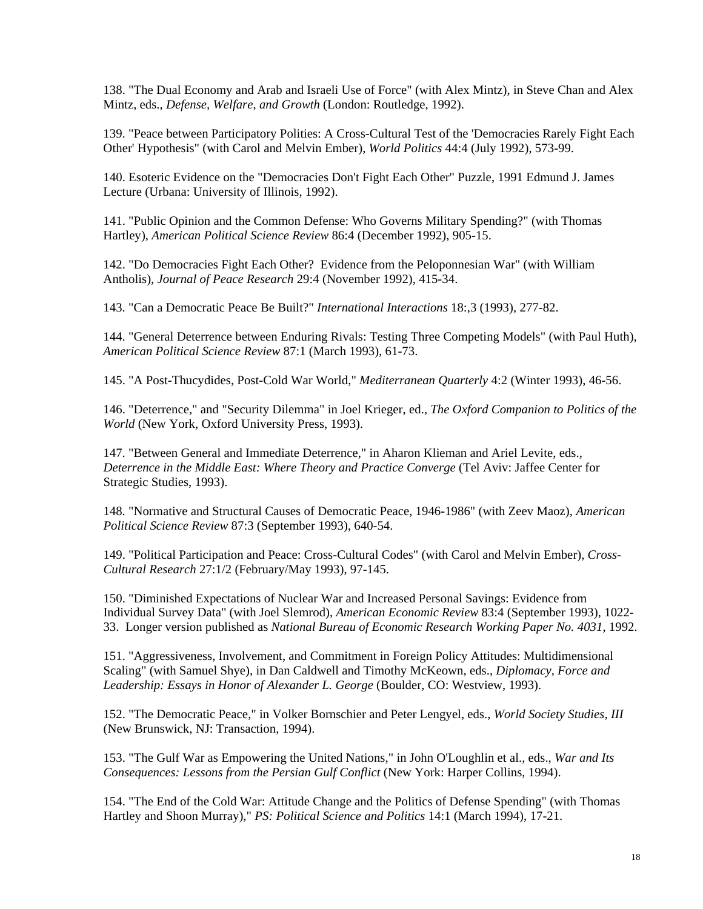138. "The Dual Economy and Arab and Israeli Use of Force" (with Alex Mintz), in Steve Chan and Alex Mintz, eds., *Defense, Welfare, and Growth* (London: Routledge, 1992).

139. "Peace between Participatory Polities: A Cross-Cultural Test of the 'Democracies Rarely Fight Each Other' Hypothesis" (with Carol and Melvin Ember), *World Politics* 44:4 (July 1992), 573-99.

140. Esoteric Evidence on the "Democracies Don't Fight Each Other" Puzzle, 1991 Edmund J. James Lecture (Urbana: University of Illinois, 1992).

141. "Public Opinion and the Common Defense: Who Governs Military Spending?" (with Thomas Hartley), *American Political Science Review* 86:4 (December 1992), 905-15.

142. "Do Democracies Fight Each Other? Evidence from the Peloponnesian War" (with William Antholis), *Journal of Peace Research* 29:4 (November 1992), 415-34.

143. "Can a Democratic Peace Be Built?" *International Interactions* 18:,3 (1993), 277-82.

144. "General Deterrence between Enduring Rivals: Testing Three Competing Models" (with Paul Huth), *American Political Science Review* 87:1 (March 1993), 61-73.

145. "A Post-Thucydides, Post-Cold War World," *Mediterranean Quarterly* 4:2 (Winter 1993), 46-56.

146. "Deterrence," and "Security Dilemma" in Joel Krieger, ed., *The Oxford Companion to Politics of the World* (New York, Oxford University Press, 1993).

147. "Between General and Immediate Deterrence," in Aharon Klieman and Ariel Levite, eds., *Deterrence in the Middle East: Where Theory and Practice Converge* (Tel Aviv: Jaffee Center for Strategic Studies, 1993).

148. "Normative and Structural Causes of Democratic Peace, 1946-1986" (with Zeev Maoz), *American Political Science Review* 87:3 (September 1993), 640-54.

149. "Political Participation and Peace: Cross-Cultural Codes" (with Carol and Melvin Ember), *Cross-Cultural Research* 27:1/2 (February/May 1993), 97-145.

150. "Diminished Expectations of Nuclear War and Increased Personal Savings: Evidence from Individual Survey Data" (with Joel Slemrod), *American Economic Review* 83:4 (September 1993), 1022-33. Longer version published as *National Bureau of Economic Research Working Paper No. 4031*, 1992.

151. "Aggressiveness, Involvement, and Commitment in Foreign Policy Attitudes: Multidimensional Scaling" (with Samuel Shye), in Dan Caldwell and Timothy McKeown, eds., *Diplomacy, Force and Leadership: Essays in Honor of Alexander L. George* (Boulder, CO: Westview, 1993).

152. "The Democratic Peace," in Volker Bornschier and Peter Lengyel, eds., *World Society Studies, III* (New Brunswick, NJ: Transaction, 1994).

153. "The Gulf War as Empowering the United Nations," in John O'Loughlin et al., eds., *War and Its Consequences: Lessons from the Persian Gulf Conflict* (New York: Harper Collins, 1994).

154. "The End of the Cold War: Attitude Change and the Politics of Defense Spending" (with Thomas Hartley and Shoon Murray)," *PS: Political Science and Politics* 14:1 (March 1994), 17-21.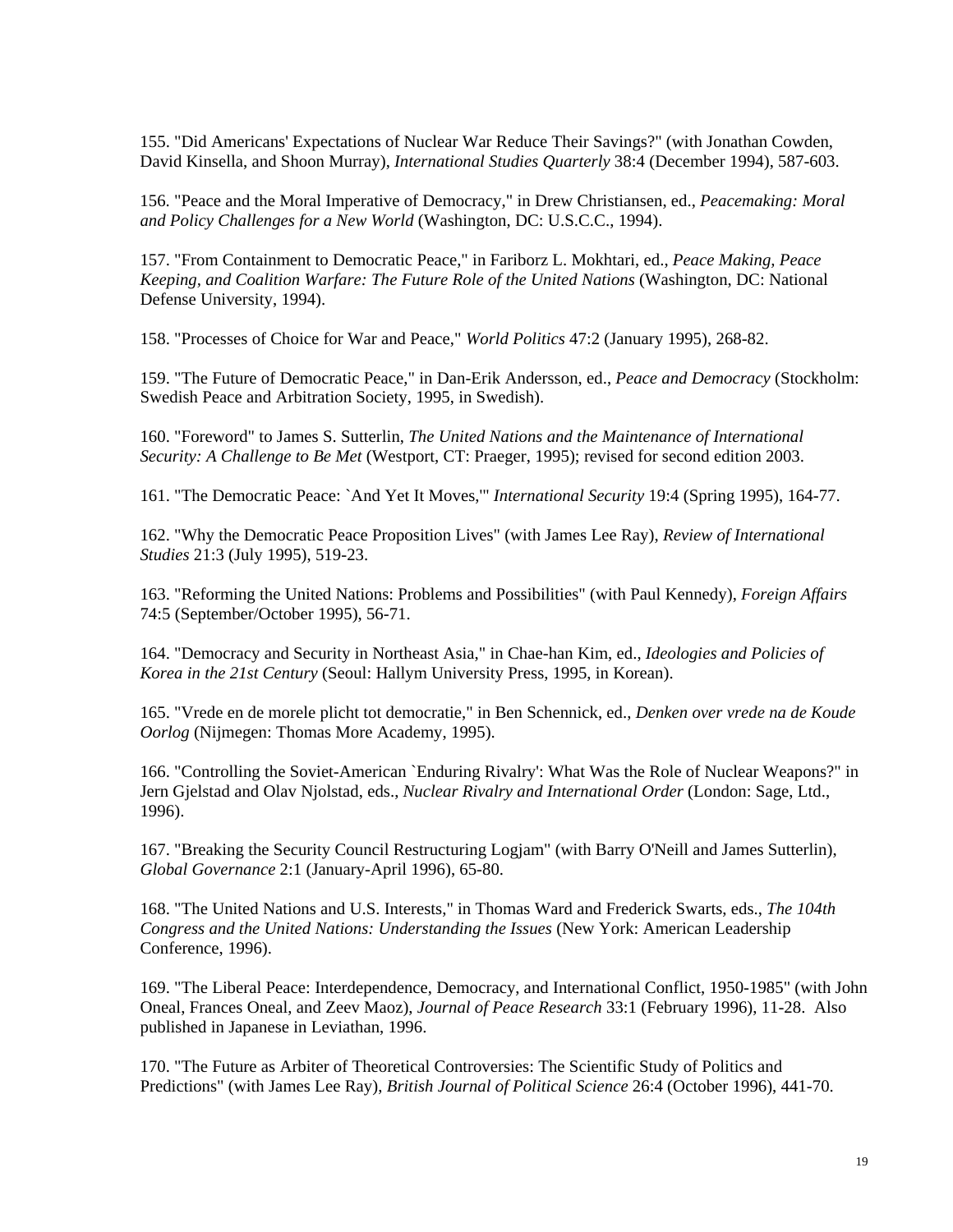155. "Did Americans' Expectations of Nuclear War Reduce Their Savings?" (with Jonathan Cowden, David Kinsella, and Shoon Murray), *International Studies Quarterly* 38:4 (December 1994), 587-603.

156. "Peace and the Moral Imperative of Democracy," in Drew Christiansen, ed., *Peacemaking: Moral and Policy Challenges for a New World* (Washington, DC: U.S.C.C., 1994).

157. "From Containment to Democratic Peace," in Fariborz L. Mokhtari, ed., *Peace Making, Peace Keeping, and Coalition Warfare: The Future Role of the United Nations* (Washington, DC: National Defense University, 1994).

158. "Processes of Choice for War and Peace," *World Politics* 47:2 (January 1995), 268-82.

159. "The Future of Democratic Peace," in Dan-Erik Andersson, ed., *Peace and Democracy* (Stockholm: Swedish Peace and Arbitration Society, 1995, in Swedish).

160. "Foreword" to James S. Sutterlin, *The United Nations and the Maintenance of International Security: A Challenge to Be Met* (Westport, CT: Praeger, 1995); revised for second edition 2003.

161. "The Democratic Peace: `And Yet It Moves,'" *International Security* 19:4 (Spring 1995), 164-77.

162. "Why the Democratic Peace Proposition Lives" (with James Lee Ray), *Review of International Studies* 21:3 (July 1995), 519-23.

163. "Reforming the United Nations: Problems and Possibilities" (with Paul Kennedy), *Foreign Affairs* 74:5 (September/October 1995), 56-71.

164. "Democracy and Security in Northeast Asia," in Chae-han Kim, ed., *Ideologies and Policies of Korea in the 21st Century* (Seoul: Hallym University Press, 1995, in Korean).

165. "Vrede en de morele plicht tot democratie," in Ben Schennick, ed., *Denken over vrede na de Koude Oorlog* (Nijmegen: Thomas More Academy, 1995).

166. "Controlling the Soviet-American `Enduring Rivalry': What Was the Role of Nuclear Weapons?" in Jern Gjelstad and Olav Njolstad, eds., *Nuclear Rivalry and International Order* (London: Sage, Ltd., 1996).

167. "Breaking the Security Council Restructuring Logjam" (with Barry O'Neill and James Sutterlin), *Global Governance* 2:1 (January-April 1996), 65-80.

168. "The United Nations and U.S. Interests," in Thomas Ward and Frederick Swarts, eds., *The 104th Congress and the United Nations: Understanding the Issues* (New York: American Leadership Conference, 1996).

169. "The Liberal Peace: Interdependence, Democracy, and International Conflict, 1950-1985" (with John Oneal, Frances Oneal, and Zeev Maoz), *Journal of Peace Research* 33:1 (February 1996), 11-28. Also published in Japanese in Leviathan, 1996.

170. "The Future as Arbiter of Theoretical Controversies: The Scientific Study of Politics and Predictions" (with James Lee Ray), *British Journal of Political Science* 26:4 (October 1996), 441-70.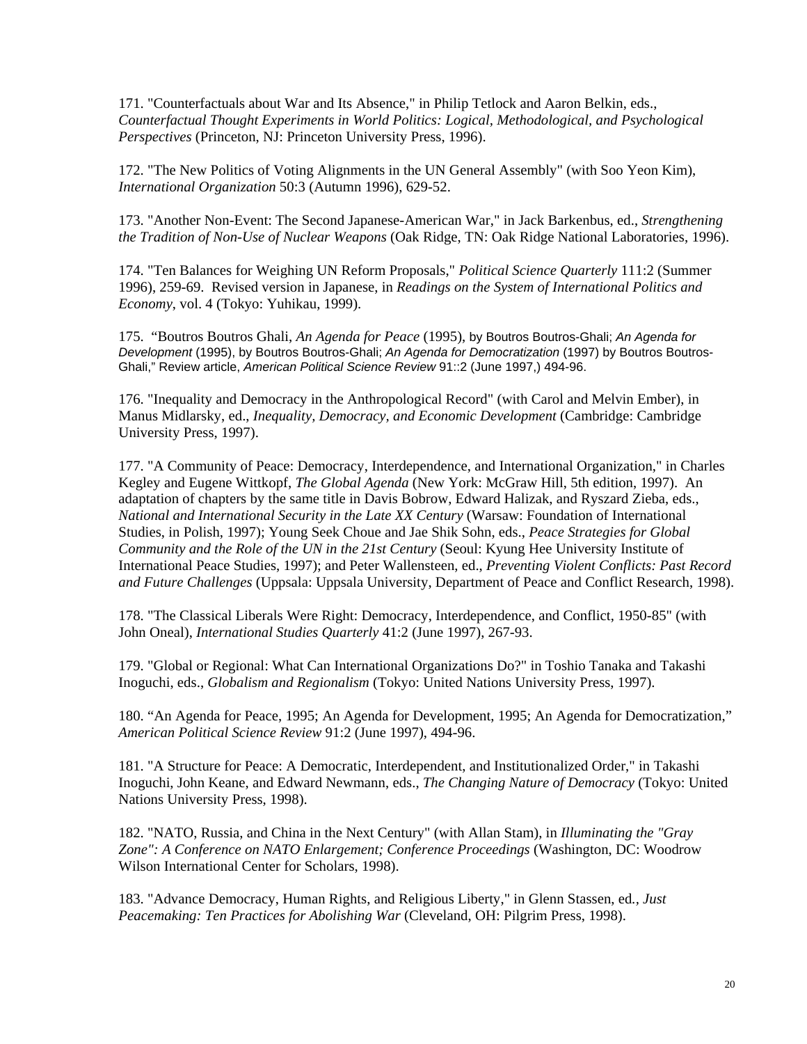171. "Counterfactuals about War and Its Absence," in Philip Tetlock and Aaron Belkin, eds., *Counterfactual Thought Experiments in World Politics: Logical, Methodological, and Psychological Perspectives* (Princeton, NJ: Princeton University Press, 1996).

172. "The New Politics of Voting Alignments in the UN General Assembly" (with Soo Yeon Kim), *International Organization* 50:3 (Autumn 1996), 629-52.

173. "Another Non-Event: The Second Japanese-American War," in Jack Barkenbus, ed., *Strengthening the Tradition of Non-Use of Nuclear Weapons* (Oak Ridge, TN: Oak Ridge National Laboratories, 1996).

174. "Ten Balances for Weighing UN Reform Proposals," *Political Science Quarterly* 111:2 (Summer 1996), 259-69. Revised version in Japanese, in *Readings on the System of International Politics and Economy*, vol. 4 (Tokyo: Yuhikau, 1999).

175. "Boutros Boutros Ghali, *An Agenda for Peace* (1995), by Boutros Boutros-Ghali; *An Agenda for Development* (1995), by Boutros Boutros-Ghali; *An Agenda for Democratization* (1997) by Boutros Boutros-Ghali," Review article, *American Political Science Review* 91::2 (June 1997,) 494-96.

176. "Inequality and Democracy in the Anthropological Record" (with Carol and Melvin Ember), in Manus Midlarsky, ed., *Inequality, Democracy, and Economic Development* (Cambridge: Cambridge University Press, 1997).

177. "A Community of Peace: Democracy, Interdependence, and International Organization," in Charles Kegley and Eugene Wittkopf, *The Global Agenda* (New York: McGraw Hill, 5th edition, 1997). An adaptation of chapters by the same title in Davis Bobrow, Edward Halizak, and Ryszard Zieba, eds., *National and International Security in the Late XX Century* (Warsaw: Foundation of International Studies, in Polish, 1997); Young Seek Choue and Jae Shik Sohn, eds., *Peace Strategies for Global Community and the Role of the UN in the 21st Century* (Seoul: Kyung Hee University Institute of International Peace Studies, 1997); and Peter Wallensteen, ed., *Preventing Violent Conflicts: Past Record and Future Challenges* (Uppsala: Uppsala University, Department of Peace and Conflict Research, 1998).

178. "The Classical Liberals Were Right: Democracy, Interdependence, and Conflict, 1950-85" (with John Oneal), *International Studies Quarterly* 41:2 (June 1997), 267-93.

179. "Global or Regional: What Can International Organizations Do?" in Toshio Tanaka and Takashi Inoguchi, eds., *Globalism and Regionalism* (Tokyo: United Nations University Press, 1997).

180. "An Agenda for Peace, 1995; An Agenda for Development, 1995; An Agenda for Democratization," *American Political Science Review* 91:2 (June 1997), 494-96.

181. "A Structure for Peace: A Democratic, Interdependent, and Institutionalized Order," in Takashi Inoguchi, John Keane, and Edward Newmann, eds., *The Changing Nature of Democracy* (Tokyo: United Nations University Press, 1998).

182. "NATO, Russia, and China in the Next Century" (with Allan Stam), in *Illuminating the "Gray Zone": A Conference on NATO Enlargement; Conference Proceedings* (Washington, DC: Woodrow Wilson International Center for Scholars, 1998).

183. "Advance Democracy, Human Rights, and Religious Liberty," in Glenn Stassen, ed., *Just Peacemaking: Ten Practices for Abolishing War* (Cleveland, OH: Pilgrim Press, 1998).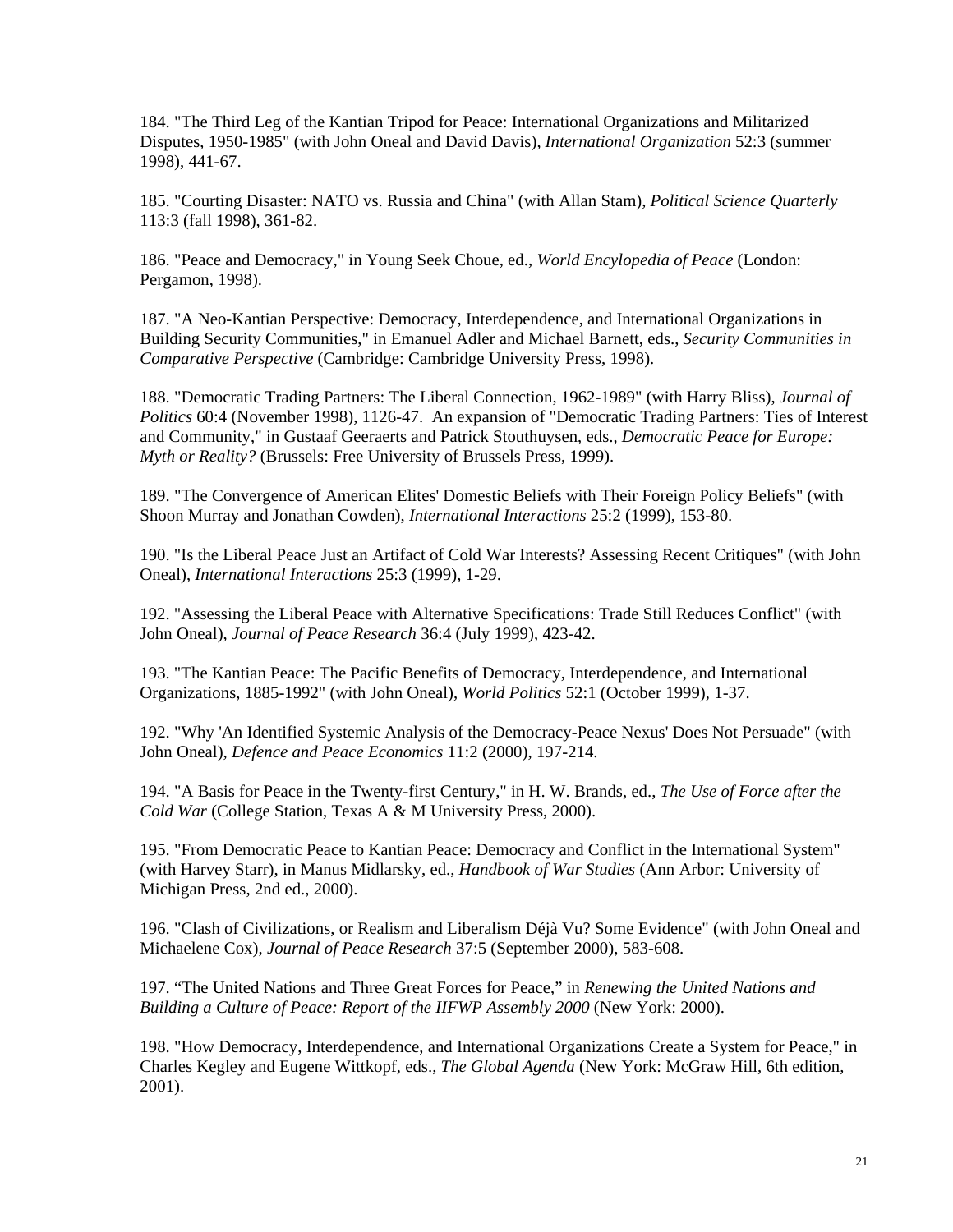184. "The Third Leg of the Kantian Tripod for Peace: International Organizations and Militarized Disputes, 1950-1985" (with John Oneal and David Davis), *International Organization* 52:3 (summer 1998), 441-67.

185. "Courting Disaster: NATO vs. Russia and China" (with Allan Stam), *Political Science Quarterly* 113:3 (fall 1998), 361-82.

186. "Peace and Democracy," in Young Seek Choue, ed., *World Encylopedia of Peace* (London: Pergamon, 1998).

187. "A Neo-Kantian Perspective: Democracy, Interdependence, and International Organizations in Building Security Communities," in Emanuel Adler and Michael Barnett, eds., *Security Communities in Comparative Perspective* (Cambridge: Cambridge University Press, 1998).

188. "Democratic Trading Partners: The Liberal Connection, 1962-1989" (with Harry Bliss), *Journal of Politics* 60:4 (November 1998), 1126-47. An expansion of "Democratic Trading Partners: Ties of Interest and Community," in Gustaaf Geeraerts and Patrick Stouthuysen, eds., *Democratic Peace for Europe: Myth or Reality?* (Brussels: Free University of Brussels Press, 1999).

189. "The Convergence of American Elites' Domestic Beliefs with Their Foreign Policy Beliefs" (with Shoon Murray and Jonathan Cowden), *International Interactions* 25:2 (1999), 153-80.

190. "Is the Liberal Peace Just an Artifact of Cold War Interests? Assessing Recent Critiques" (with John Oneal), *International Interactions* 25:3 (1999), 1-29.

192. "Assessing the Liberal Peace with Alternative Specifications: Trade Still Reduces Conflict" (with John Oneal), *Journal of Peace Research* 36:4 (July 1999), 423-42.

193. "The Kantian Peace: The Pacific Benefits of Democracy, Interdependence, and International Organizations, 1885-1992" (with John Oneal), *World Politics* 52:1 (October 1999), 1-37.

192. "Why 'An Identified Systemic Analysis of the Democracy-Peace Nexus' Does Not Persuade" (with John Oneal), *Defence and Peace Economics* 11:2 (2000), 197-214.

194. "A Basis for Peace in the Twenty-first Century," in H. W. Brands, ed., *The Use of Force after the Cold War* (College Station, Texas A & M University Press, 2000).

195. "From Democratic Peace to Kantian Peace: Democracy and Conflict in the International System" (with Harvey Starr), in Manus Midlarsky, ed., *Handbook of War Studies* (Ann Arbor: University of Michigan Press, 2nd ed., 2000).

196. "Clash of Civilizations, or Realism and Liberalism Déjà Vu? Some Evidence" (with John Oneal and Michaelene Cox), *Journal of Peace Research* 37:5 (September 2000), 583-608.

197. "The United Nations and Three Great Forces for Peace," in *Renewing the United Nations and Building a Culture of Peace: Report of the IIFWP Assembly 2000* (New York: 2000).

198. "How Democracy, Interdependence, and International Organizations Create a System for Peace," in Charles Kegley and Eugene Wittkopf, eds., *The Global Agenda* (New York: McGraw Hill, 6th edition, 2001).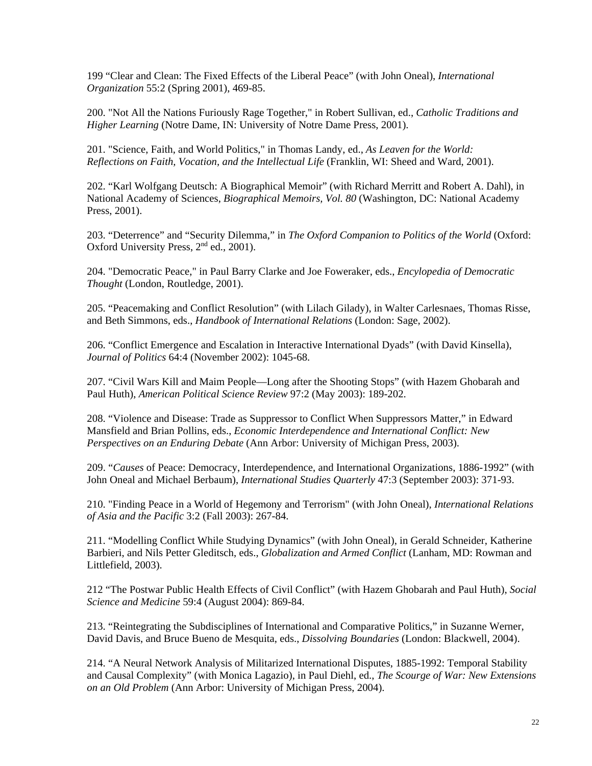199 “Clear and Clean: The Fixed Effects of the Liberal Peace” (with John Oneal), *International Organization* 55:2 (Spring 2001), 469-85.

200. "Not All the Nations Furiously Rage Together," in Robert Sullivan, ed., *Catholic Traditions and Higher Learning* (Notre Dame, IN: University of Notre Dame Press, 2001).

201. "Science, Faith, and World Politics," in Thomas Landy, ed., *As Leaven for the World: Reflections on Faith, Vocation, and the Intellectual Life* (Franklin, WI: Sheed and Ward, 2001).

202. “Karl Wolfgang Deutsch: A Biographical Memoir” (with Richard Merritt and Robert A. Dahl), in National Academy of Sciences, *Biographical Memoirs, Vol. 80* (Washington, DC: National Academy Press, 2001).

203. “Deterrence” and “Security Dilemma,” in *The Oxford Companion to Politics of the World* (Oxford: Oxford University Press, 2nd ed., 2001).

204. "Democratic Peace," in Paul Barry Clarke and Joe Foweraker, eds., *Encylopedia of Democratic Thought* (London, Routledge, 2001).

205. “Peacemaking and Conflict Resolution” (with Lilach Gilady), in Walter Carlesnaes, Thomas Risse, and Beth Simmons, eds., *Handbook of International Relations* (London: Sage, 2002).

206. “Conflict Emergence and Escalation in Interactive International Dyads” (with David Kinsella), *Journal of Politics* 64:4 (November 2002): 1045-68.

207. “Civil Wars Kill and Maim People—Long after the Shooting Stops” (with Hazem Ghobarah and Paul Huth), *American Political Science Review* 97:2 (May 2003): 189-202.

208. “Violence and Disease: Trade as Suppressor to Conflict When Suppressors Matter,” in Edward Mansfield and Brian Pollins, eds., *Economic Interdependence and International Conflict: New Perspectives on an Enduring Debate* (Ann Arbor: University of Michigan Press, 2003).

209. “*Causes* of Peace: Democracy, Interdependence, and International Organizations, 1886-1992” (with John Oneal and Michael Berbaum), *International Studies Quarterly* 47:3 (September 2003): 371-93.

210. "Finding Peace in a World of Hegemony and Terrorism" (with John Oneal), *International Relations of Asia and the Pacific* 3:2 (Fall 2003): 267-84.

211. “Modelling Conflict While Studying Dynamics” (with John Oneal), in Gerald Schneider, Katherine Barbieri, and Nils Petter Gleditsch, eds., *Globalization and Armed Conflict* (Lanham, MD: Rowman and Littlefield, 2003).

212 “The Postwar Public Health Effects of Civil Conflict” (with Hazem Ghobarah and Paul Huth), *Social Science and Medicine* 59:4 (August 2004): 869-84.

213. “Reintegrating the Subdisciplines of International and Comparative Politics,” in Suzanne Werner, David Davis, and Bruce Bueno de Mesquita, eds., *Dissolving Boundaries* (London: Blackwell, 2004).

214. “A Neural Network Analysis of Militarized International Disputes, 1885-1992: Temporal Stability and Causal Complexity” (with Monica Lagazio), in Paul Diehl, ed., *The Scourge of War: New Extensions on an Old Problem* (Ann Arbor: University of Michigan Press, 2004).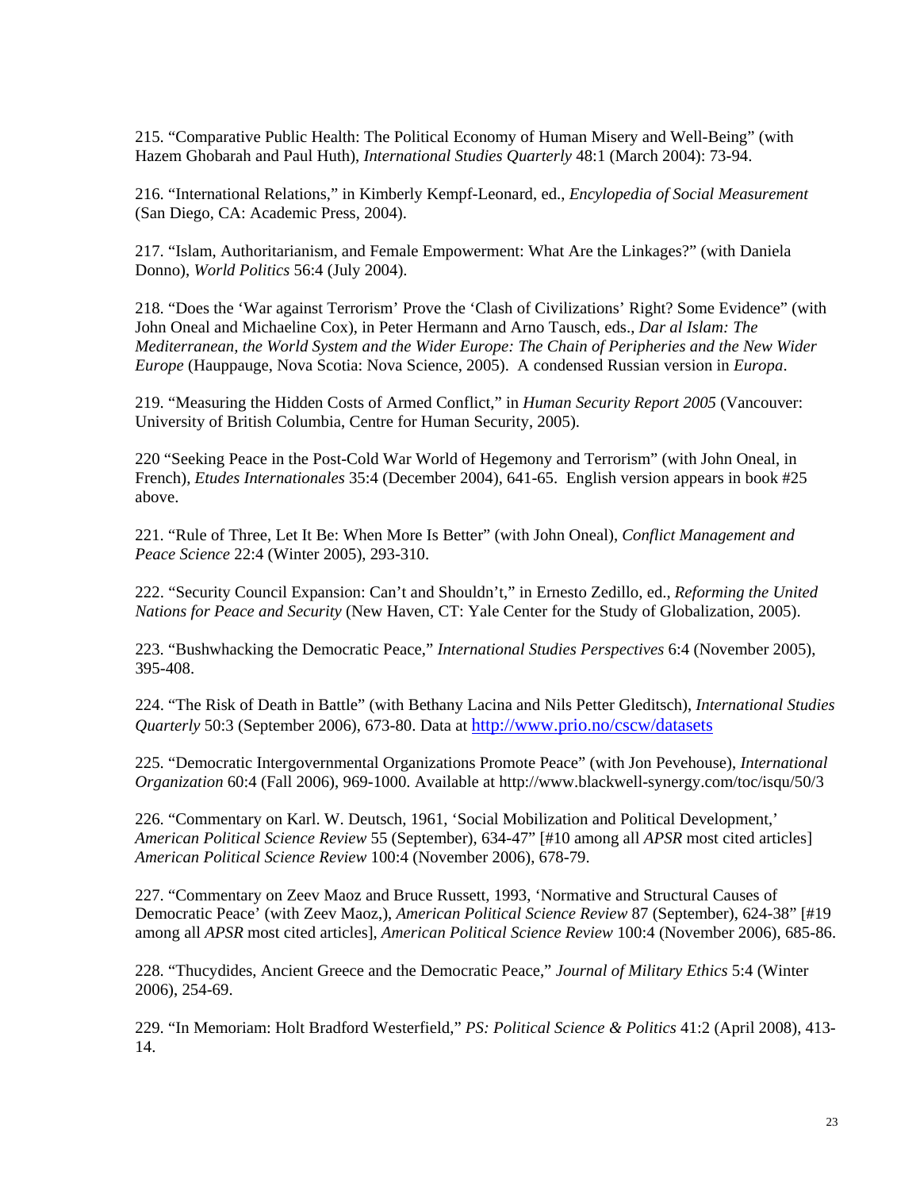215. "Comparative Public Health: The Political Economy of Human Misery and Well-Being" (with Hazem Ghobarah and Paul Huth), *International Studies Quarterly* 48:1 (March 2004): 73-94.

216. "International Relations," in Kimberly Kempf-Leonard, ed., *Encylopedia of Social Measurement* (San Diego, CA: Academic Press, 2004).

217. "Islam, Authoritarianism, and Female Empowerment: What Are the Linkages?" (with Daniela Donno), *World Politics* 56:4 (July 2004).

218. "Does the 'War against Terrorism' Prove the 'Clash of Civilizations' Right? Some Evidence" (with John Oneal and Michaeline Cox), in Peter Hermann and Arno Tausch, eds., *Dar al Islam: The Mediterranean, the World System and the Wider Europe: The Chain of Peripheries and the New Wider Europe* (Hauppauge, Nova Scotia: Nova Science, 2005). A condensed Russian version in *Europa*.

219. "Measuring the Hidden Costs of Armed Conflict," in *Human Security Report 2005* (Vancouver: University of British Columbia, Centre for Human Security, 2005).

220 "Seeking Peace in the Post-Cold War World of Hegemony and Terrorism" (with John Oneal, in French), *Etudes Internationales* 35:4 (December 2004), 641-65. English version appears in book #25 above.

221. "Rule of Three, Let It Be: When More Is Better" (with John Oneal), *Conflict Management and Peace Science* 22:4 (Winter 2005), 293-310.

222. "Security Council Expansion: Can't and Shouldn't," in Ernesto Zedillo, ed., *Reforming the United Nations for Peace and Security* (New Haven, CT: Yale Center for the Study of Globalization, 2005).

223. "Bushwhacking the Democratic Peace," *International Studies Perspectives* 6:4 (November 2005), 395-408.

224. "The Risk of Death in Battle" (with Bethany Lacina and Nils Petter Gleditsch), *International Studies Quarterly* 50:3 (September 2006), 673-80. Data at http://www.prio.no/cscw/datasets

225. "Democratic Intergovernmental Organizations Promote Peace" (with Jon Pevehouse), *International Organization* 60:4 (Fall 2006), 969-1000. Available at http://www.blackwell-synergy.com/toc/isqu/50/3

226. "Commentary on Karl. W. Deutsch, 1961, 'Social Mobilization and Political Development,' *American Political Science Review* 55 (September), 634-47" [#10 among all *APSR* most cited articles] *American Political Science Review* 100:4 (November 2006), 678-79.

227. "Commentary on Zeev Maoz and Bruce Russett, 1993, 'Normative and Structural Causes of Democratic Peace' (with Zeev Maoz,), *American Political Science Review* 87 (September), 624-38" [#19 among all *APSR* most cited articles], *American Political Science Review* 100:4 (November 2006), 685-86.

228. "Thucydides, Ancient Greece and the Democratic Peace," *Journal of Military Ethics* 5:4 (Winter 2006), 254-69.

229. "In Memoriam: Holt Bradford Westerfield," *PS: Political Science & Politics* 41:2 (April 2008), 413-14.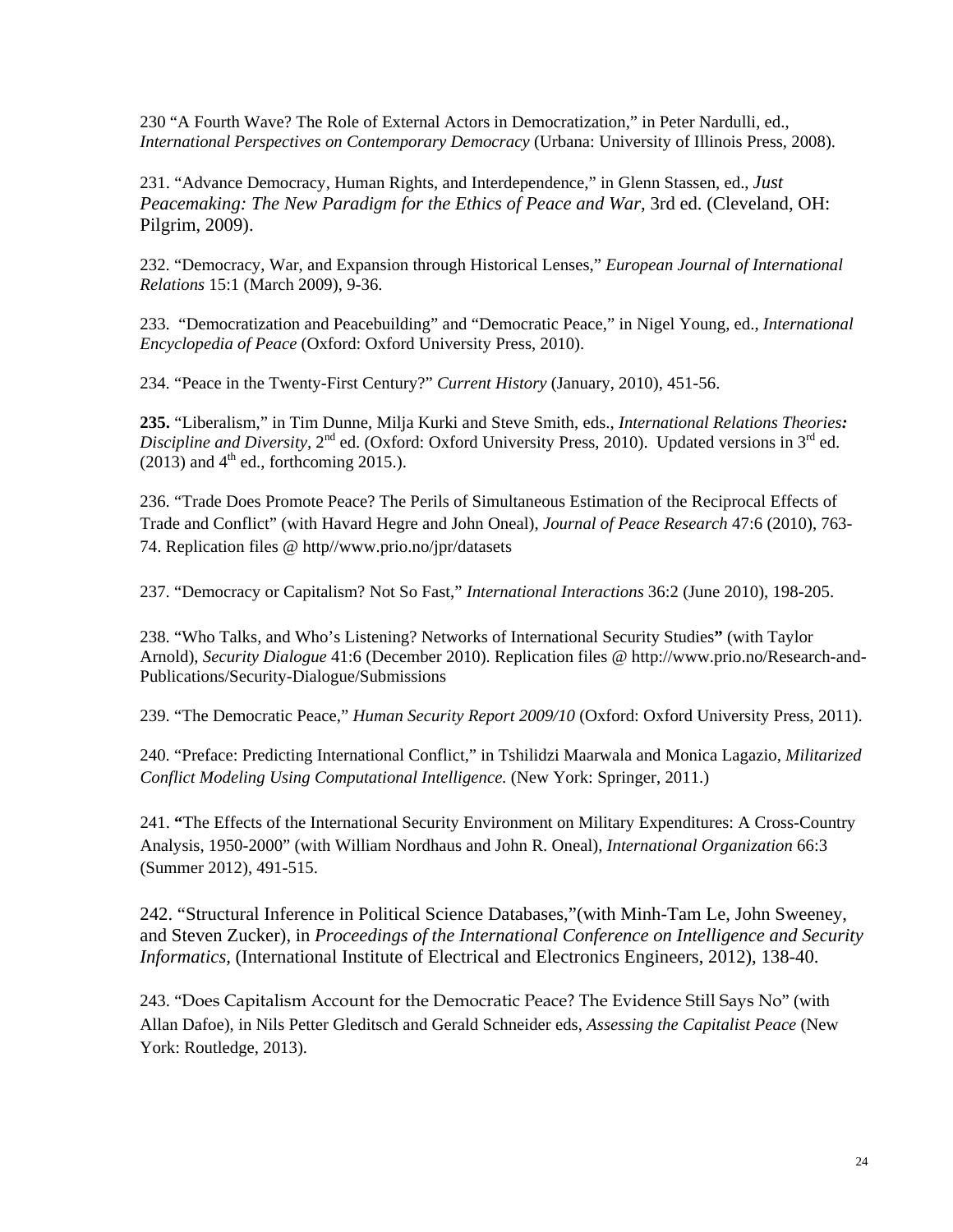230 “A Fourth Wave? The Role of External Actors in Democratization,” in Peter Nardulli, ed., *International Perspectives on Contemporary Democracy* (Urbana: University of Illinois Press, 2008).

231. “Advance Democracy, Human Rights, and Interdependence,” in Glenn Stassen, ed., *Just Peacemaking: The New Paradigm for the Ethics of Peace and War*, 3rd ed. (Cleveland, OH: Pilgrim, 2009).

232. “Democracy, War, and Expansion through Historical Lenses,” *European Journal of International Relations* 15:1 (March 2009), 9-36.

233. “Democratization and Peacebuilding” and “Democratic Peace,” in Nigel Young, ed., *International Encyclopedia of Peace* (Oxford: Oxford University Press, 2010).

234. “Peace in the Twenty-First Century?” *Current History* (January, 2010), 451-56.

**235.** “Liberalism,” in Tim Dunne, Milja Kurki and Steve Smith, eds., *International Relations Theories: Discipline and Diversity*, 2nd ed. (Oxford: Oxford University Press, 2010). Updated versions in 3rd ed. (2013) and 4th ed., forthcoming 2015.).

236. “Trade Does Promote Peace? The Perils of Simultaneous Estimation of the Reciprocal Effects of Trade and Conflict” (with Havard Hegre and John Oneal), *Journal of Peace Research* 47:6 (2010), 763-74. Replication files @ http//www.prio.no/jpr/datasets

237. “Democracy or Capitalism? Not So Fast,” *International Interactions* 36:2 (June 2010), 198-205.

238. “Who Talks, and Who’s Listening? Networks of International Security Studies**”** (with Taylor Arnold), *Security Dialogue* 41:6 (December 2010). Replication files @ http://www.prio.no/Research-and-Publications/Security-Dialogue/Submissions

239. “The Democratic Peace,” *Human Security Report 2009/10* (Oxford: Oxford University Press, 2011).

240. “Preface: Predicting International Conflict,” in Tshilidzi Maarwala and Monica Lagazio, *Militarized Conflict Modeling Using Computational Intelligence.* (New York: Springer, 2011.)

241. **“**The Effects of the International Security Environment on Military Expenditures: A Cross-Country Analysis, 1950-2000” (with William Nordhaus and John R. Oneal), *International Organization* 66:3 (Summer 2012), 491-515.

242. “Structural Inference in Political Science Databases,”(with Minh-Tam Le, John Sweeney, and Steven Zucker), in *Proceedings of the International Conference on Intelligence and Security Informatics*, (International Institute of Electrical and Electronics Engineers, 2012), 138-40.

243. “Does Capitalism Account for the Democratic Peace? The Evidence Still Says No” (with Allan Dafoe), in Nils Petter Gleditsch and Gerald Schneider eds, *Assessing the Capitalist Peace* (New York: Routledge, 2013).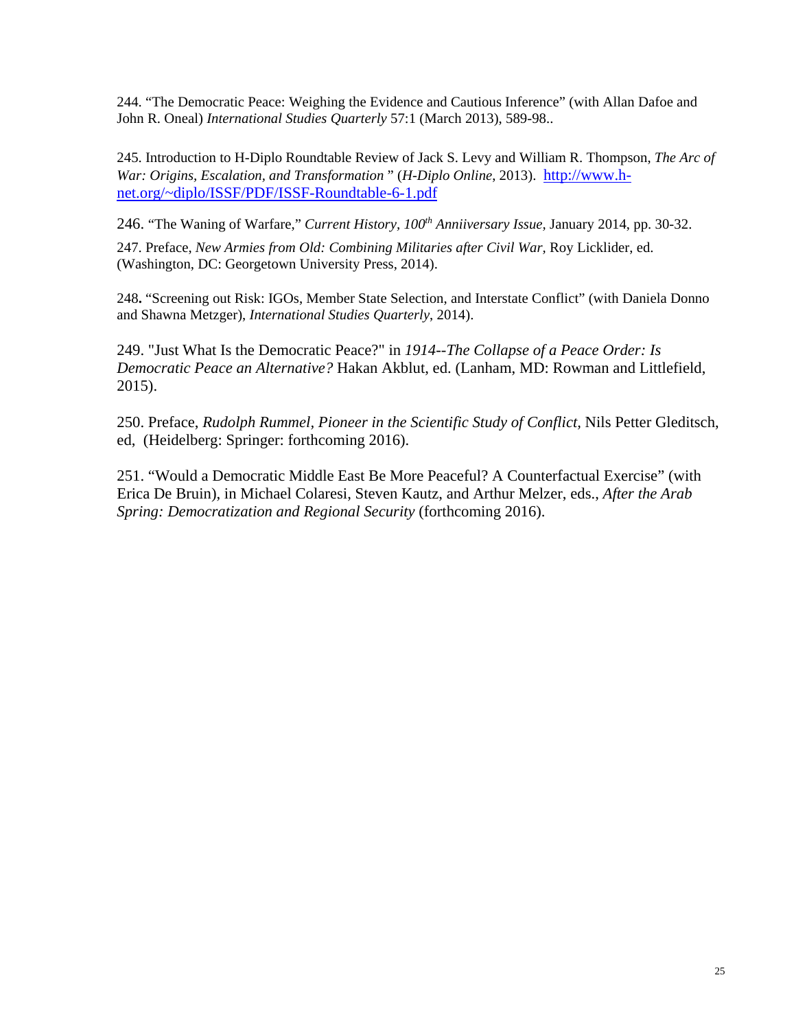244. “The Democratic Peace: Weighing the Evidence and Cautious Inference” (with Allan Dafoe and John R. Oneal) *International Studies Quarterly* 57:1 (March 2013), 589-98..

245. Introduction to H-Diplo Roundtable Review of Jack S. Levy and William R. Thompson, *The Arc of War: Origins, Escalation, and Transformation* ” (*H-Diplo Online*, 2013). http://www.h-net.org/~diplo/ISSF/PDF/ISSF-Roundtable-6-1.pdf

246. “The Waning of Warfare,” *Current History*, *100th Anniiversary Issue*, January 2014, pp. 30-32.

247. Preface, *New Armies from Old: Combining Militaries after Civil War,* Roy Licklider, ed. (Washington, DC: Georgetown University Press, 2014).

248. “Screening out Risk: IGOs, Member State Selection, and Interstate Conflict” (with Daniela Donno and Shawna Metzger), *International Studies Quarterly*, 2014).

249. "Just What Is the Democratic Peace?" in *1914--The Collapse of a Peace Order: Is Democratic Peace an Alternative?* Hakan Akblut, ed. (Lanham, MD: Rowman and Littlefield, 2015).

250. Preface, *Rudolph Rummel, Pioneer in the Scientific Study of Conflict*, Nils Petter Gleditsch, ed, (Heidelberg: Springer: forthcoming 2016).

251. “Would a Democratic Middle East Be More Peaceful? A Counterfactual Exercise” (with Erica De Bruin), in Michael Colaresi, Steven Kautz, and Arthur Melzer, eds., *After the Arab Spring: Democratization and Regional Security* (forthcoming 2016).